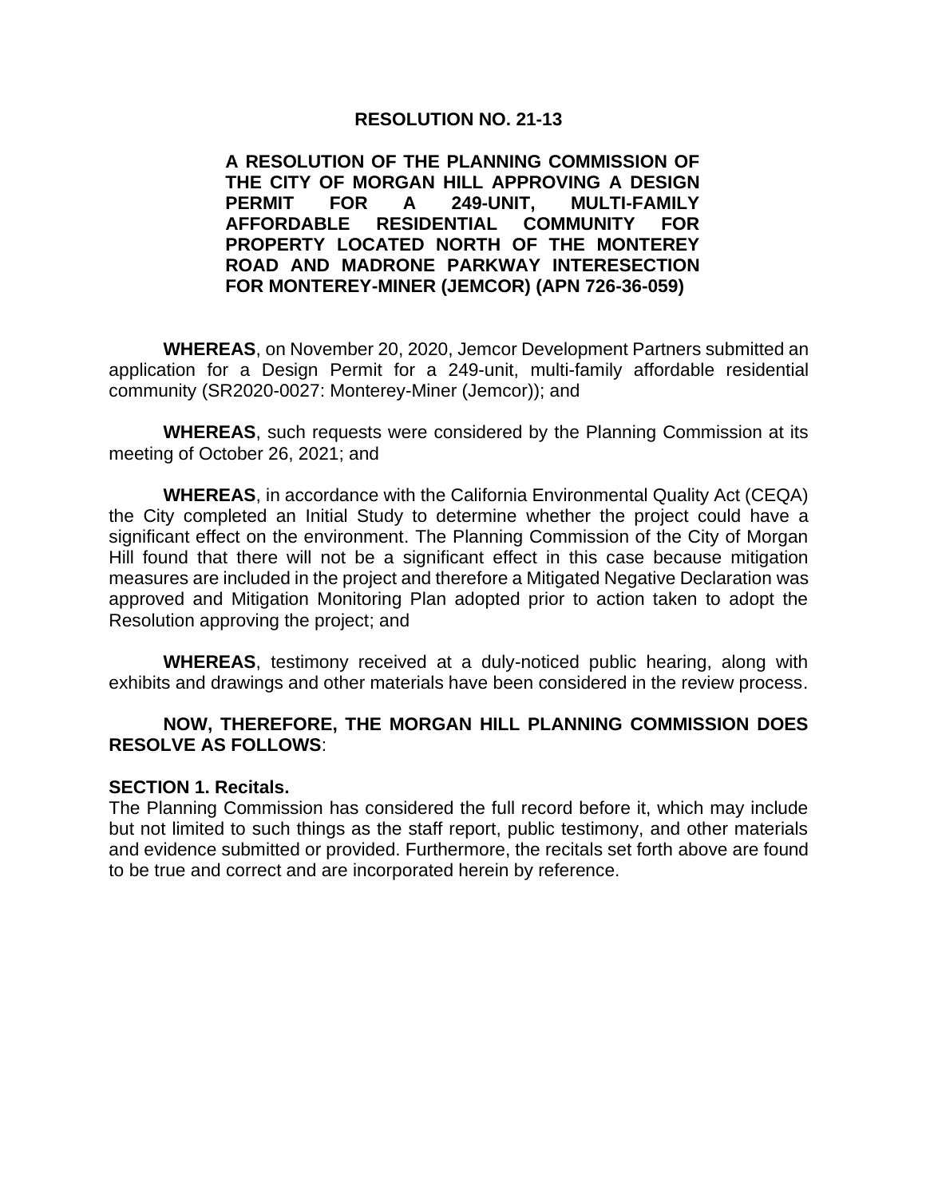# RESOLUTION NO. 21-13

**A RESOLUTION OF THE PLANNING COMMISSION OF THE CITY OF MORGAN HILL APPROVING A DESIGN PERMIT FOR A 249-UNIT, MULTI-FAMILY AFFORDABLE RESIDENTIAL COMMUNITY FOR PROPERTY LOCATED NORTH OF THE MONTEREY ROAD AND MADRONE PARKWAY INTERESECTION FOR MONTEREY-MINER (JEMCOR) (APN 726-36-059)**

**WHEREAS**, on November 20, 2020, Jemcor Development Partners submitted an application for a Design Permit for a 249-unit, multi-family affordable residential community (SR2020-0027: Monterey-Miner (Jemcor)); and

**WHEREAS**, such requests were considered by the Planning Commission at its meeting of October 26, 2021; and

**WHEREAS**, in accordance with the California Environmental Quality Act (CEQA) the City completed an Initial Study to determine whether the project could have a significant effect on the environment. The Planning Commission of the City of Morgan Hill found that there will not be a significant effect in this case because mitigation measures are included in the project and therefore a Mitigated Negative Declaration was approved and Mitigation Monitoring Plan adopted prior to action taken to adopt the Resolution approving the project; and

**WHEREAS**, testimony received at a duly-noticed public hearing, along with exhibits and drawings and other materials have been considered in the review process.

**NOW, THEREFORE, THE MORGAN HILL PLANNING COMMISSION DOES RESOLVE AS FOLLOWS**:

**SECTION 1. Recitals.**
The Planning Commission has considered the full record before it, which may include but not limited to such things as the staff report, public testimony, and other materials and evidence submitted or provided. Furthermore, the recitals set forth above are found to be true and correct and are incorporated herein by reference.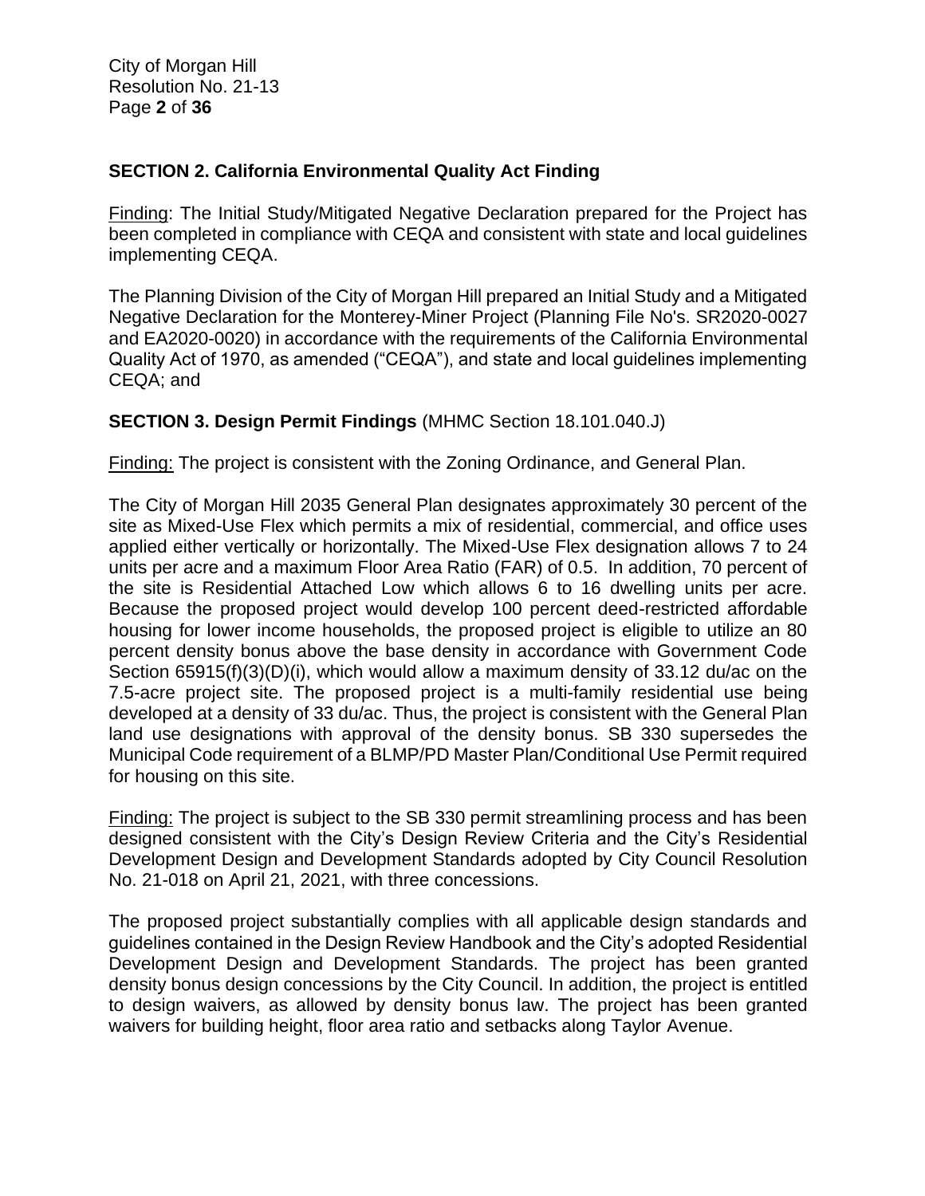**SECTION 2. California Environmental Quality Act Finding**

Finding: The Initial Study/Mitigated Negative Declaration prepared for the Project has been completed in compliance with CEQA and consistent with state and local guidelines implementing CEQA.

The Planning Division of the City of Morgan Hill prepared an Initial Study and a Mitigated Negative Declaration for the Monterey-Miner Project (Planning File No's. SR2020-0027 and EA2020-0020) in accordance with the requirements of the California Environmental Quality Act of 1970, as amended ("CEQA"), and state and local guidelines implementing CEQA; and

**SECTION 3. Design Permit Findings** (MHMC Section 18.101.040.J)

Finding: The project is consistent with the Zoning Ordinance, and General Plan.

The City of Morgan Hill 2035 General Plan designates approximately 30 percent of the site as Mixed-Use Flex which permits a mix of residential, commercial, and office uses applied either vertically or horizontally. The Mixed-Use Flex designation allows 7 to 24 units per acre and a maximum Floor Area Ratio (FAR) of 0.5. In addition, 70 percent of the site is Residential Attached Low which allows 6 to 16 dwelling units per acre. Because the proposed project would develop 100 percent deed-restricted affordable housing for lower income households, the proposed project is eligible to utilize an 80 percent density bonus above the base density in accordance with Government Code Section 65915(f)(3)(D)(i), which would allow a maximum density of 33.12 du/ac on the 7.5-acre project site. The proposed project is a multi-family residential use being developed at a density of 33 du/ac. Thus, the project is consistent with the General Plan land use designations with approval of the density bonus. SB 330 supersedes the Municipal Code requirement of a BLMP/PD Master Plan/Conditional Use Permit required for housing on this site.

Finding: The project is subject to the SB 330 permit streamlining process and has been designed consistent with the City's Design Review Criteria and the City's Residential Development Design and Development Standards adopted by City Council Resolution No. 21-018 on April 21, 2021, with three concessions.

The proposed project substantially complies with all applicable design standards and guidelines contained in the Design Review Handbook and the City's adopted Residential Development Design and Development Standards. The project has been granted density bonus design concessions by the City Council. In addition, the project is entitled to design waivers, as allowed by density bonus law. The project has been granted waivers for building height, floor area ratio and setbacks along Taylor Avenue.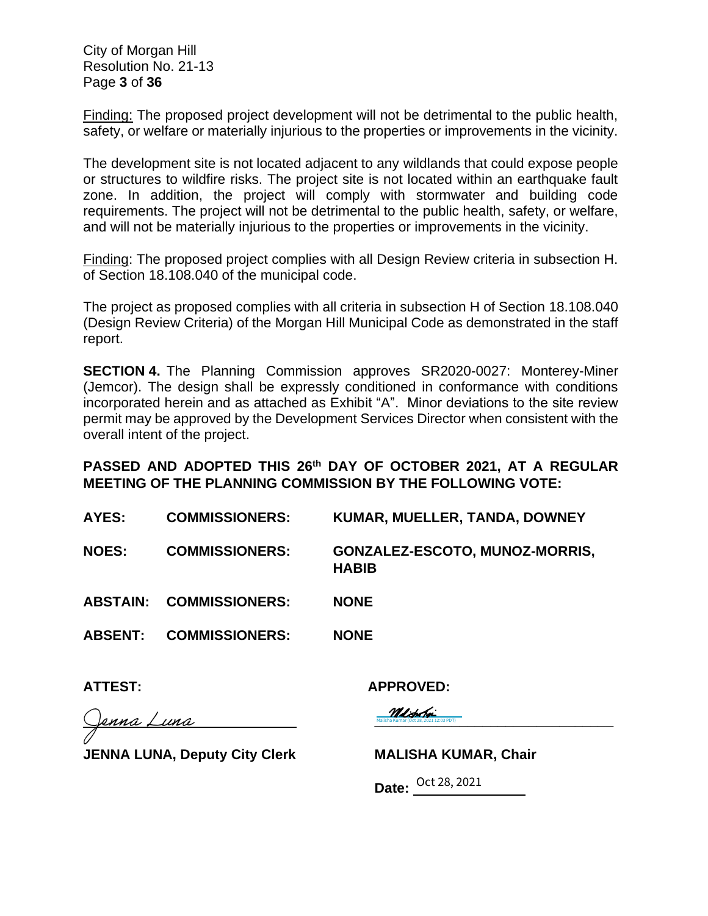Finding: The proposed project development will not be detrimental to the public health, safety, or welfare or materially injurious to the properties or improvements in the vicinity.

The development site is not located adjacent to any wildlands that could expose people or structures to wildfire risks. The project site is not located within an earthquake fault zone. In addition, the project will comply with stormwater and building code requirements. The project will not be detrimental to the public health, safety, or welfare, and will not be materially injurious to the properties or improvements in the vicinity.

Finding: The proposed project complies with all Design Review criteria in subsection H. of Section 18.108.040 of the municipal code.

The project as proposed complies with all criteria in subsection H of Section 18.108.040 (Design Review Criteria) of the Morgan Hill Municipal Code as demonstrated in the staff report.

**SECTION 4.** The Planning Commission approves SR2020-0027: Monterey-Miner (Jemcor). The design shall be expressly conditioned in conformance with conditions incorporated herein and as attached as Exhibit "A". Minor deviations to the site review permit may be approved by the Development Services Director when consistent with the overall intent of the project.

**PASSED AND ADOPTED THIS 26th DAY OF OCTOBER 2021, AT A REGULAR MEETING OF THE PLANNING COMMISSION BY THE FOLLOWING VOTE:**

| | | |
|---|---|---|
| **AYES:** | **COMMISSIONERS:** | **KUMAR, MUELLER, TANDA, DOWNEY** |
| **NOES:** | **COMMISSIONERS:** | **GONZALEZ-ESCOTO, MUNOZ-MORRIS, HABIB** |
| **ABSTAIN:** | **COMMISSIONERS:** | **NONE** |
| **ABSENT:** | **COMMISSIONERS:** | **NONE** |

**ATTEST:**

Jenna Luna

**JENNA LUNA, Deputy City Clerk**

**APPROVED:**

Malisha Kumar (Oct 28, 2021 12:03 PDT)

**MALISHA KUMAR, Chair**

**Date:** Oct 28, 2021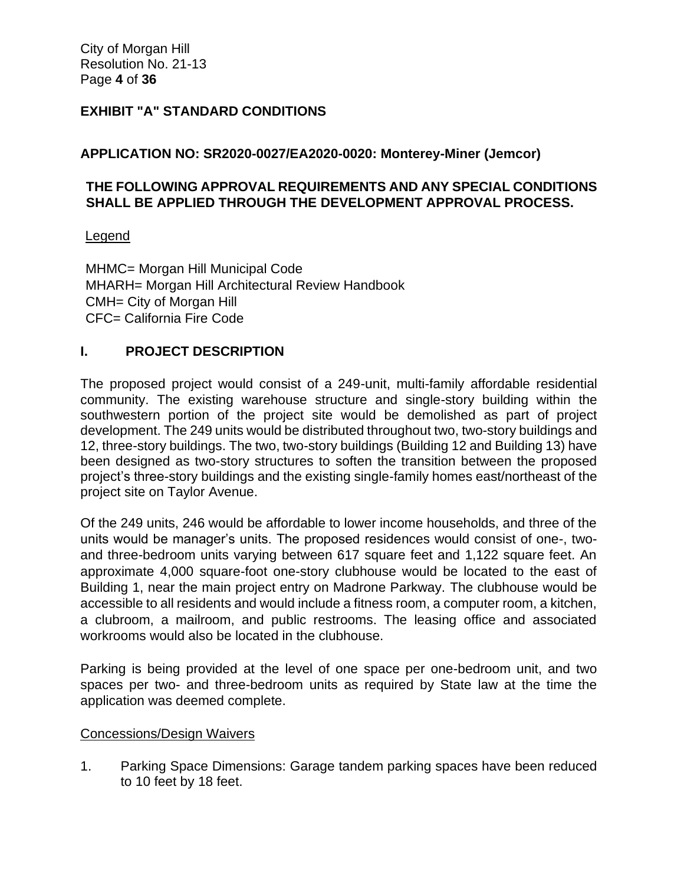## EXHIBIT "A" STANDARD CONDITIONS

### APPLICATION NO: SR2020-0027/EA2020-0020: Monterey-Miner (Jemcor)

### THE FOLLOWING APPROVAL REQUIREMENTS AND ANY SPECIAL CONDITIONS SHALL BE APPLIED THROUGH THE DEVELOPMENT APPROVAL PROCESS.

Legend

MHMC= Morgan Hill Municipal Code
MHARH= Morgan Hill Architectural Review Handbook
CMH= City of Morgan Hill
CFC= California Fire Code

## I. PROJECT DESCRIPTION

The proposed project would consist of a 249-unit, multi-family affordable residential community. The existing warehouse structure and single-story building within the southwestern portion of the project site would be demolished as part of project development. The 249 units would be distributed throughout two, two-story buildings and 12, three-story buildings. The two, two-story buildings (Building 12 and Building 13) have been designed as two-story structures to soften the transition between the proposed project's three-story buildings and the existing single-family homes east/northeast of the project site on Taylor Avenue.

Of the 249 units, 246 would be affordable to lower income households, and three of the units would be manager's units. The proposed residences would consist of one-, two- and three-bedroom units varying between 617 square feet and 1,122 square feet. An approximate 4,000 square-foot one-story clubhouse would be located to the east of Building 1, near the main project entry on Madrone Parkway. The clubhouse would be accessible to all residents and would include a fitness room, a computer room, a kitchen, a clubroom, a mailroom, and public restrooms. The leasing office and associated workrooms would also be located in the clubhouse.

Parking is being provided at the level of one space per one-bedroom unit, and two spaces per two- and three-bedroom units as required by State law at the time the application was deemed complete.

Concessions/Design Waivers

1. Parking Space Dimensions: Garage tandem parking spaces have been reduced to 10 feet by 18 feet.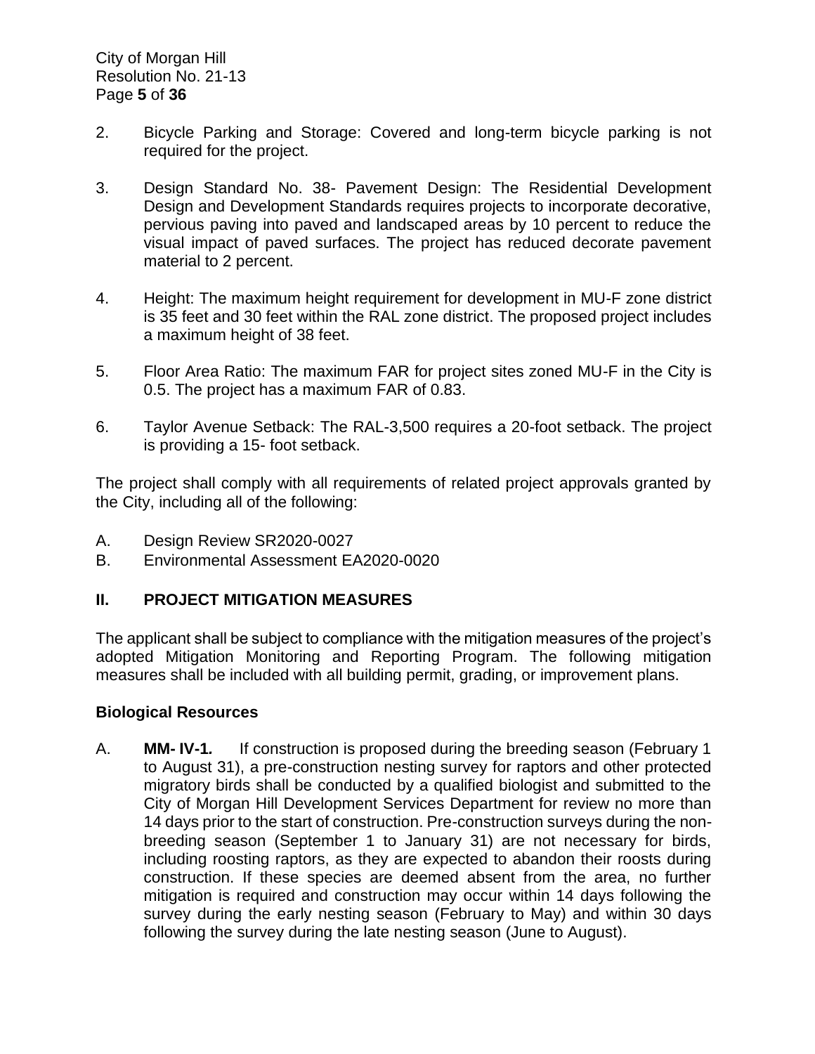2. Bicycle Parking and Storage: Covered and long-term bicycle parking is not required for the project.

3. Design Standard No. 38- Pavement Design: The Residential Development Design and Development Standards requires projects to incorporate decorative, pervious paving into paved and landscaped areas by 10 percent to reduce the visual impact of paved surfaces. The project has reduced decorate pavement material to 2 percent.

4. Height: The maximum height requirement for development in MU-F zone district is 35 feet and 30 feet within the RAL zone district. The proposed project includes a maximum height of 38 feet.

5. Floor Area Ratio: The maximum FAR for project sites zoned MU-F in the City is 0.5. The project has a maximum FAR of 0.83.

6. Taylor Avenue Setback: The RAL-3,500 requires a 20-foot setback. The project is providing a 15- foot setback.

The project shall comply with all requirements of related project approvals granted by the City, including all of the following:

A. Design Review SR2020-0027
B. Environmental Assessment EA2020-0020

## II. PROJECT MITIGATION MEASURES

The applicant shall be subject to compliance with the mitigation measures of the project's adopted Mitigation Monitoring and Reporting Program. The following mitigation measures shall be included with all building permit, grading, or improvement plans.

### Biological Resources

A. **MM- IV-1.** If construction is proposed during the breeding season (February 1 to August 31), a pre-construction nesting survey for raptors and other protected migratory birds shall be conducted by a qualified biologist and submitted to the City of Morgan Hill Development Services Department for review no more than 14 days prior to the start of construction. Pre-construction surveys during the non-breeding season (September 1 to January 31) are not necessary for birds, including roosting raptors, as they are expected to abandon their roosts during construction. If these species are deemed absent from the area, no further mitigation is required and construction may occur within 14 days following the survey during the early nesting season (February to May) and within 30 days following the survey during the late nesting season (June to August).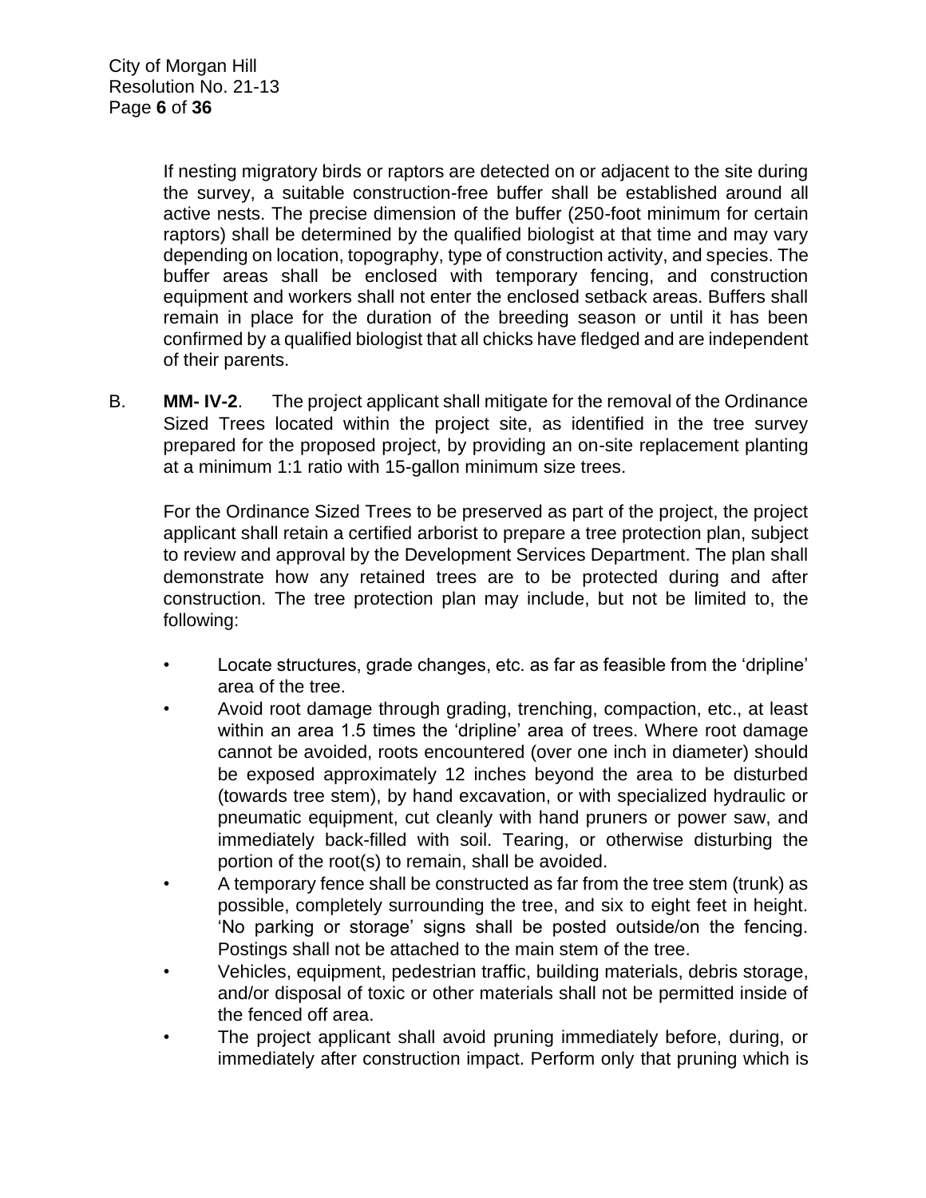If nesting migratory birds or raptors are detected on or adjacent to the site during the survey, a suitable construction-free buffer shall be established around all active nests. The precise dimension of the buffer (250-foot minimum for certain raptors) shall be determined by the qualified biologist at that time and may vary depending on location, topography, type of construction activity, and species. The buffer areas shall be enclosed with temporary fencing, and construction equipment and workers shall not enter the enclosed setback areas. Buffers shall remain in place for the duration of the breeding season or until it has been confirmed by a qualified biologist that all chicks have fledged and are independent of their parents.

B. **MM- IV-2**. The project applicant shall mitigate for the removal of the Ordinance Sized Trees located within the project site, as identified in the tree survey prepared for the proposed project, by providing an on-site replacement planting at a minimum 1:1 ratio with 15-gallon minimum size trees.

For the Ordinance Sized Trees to be preserved as part of the project, the project applicant shall retain a certified arborist to prepare a tree protection plan, subject to review and approval by the Development Services Department. The plan shall demonstrate how any retained trees are to be protected during and after construction. The tree protection plan may include, but not be limited to, the following:

- Locate structures, grade changes, etc. as far as feasible from the 'dripline' area of the tree.
- Avoid root damage through grading, trenching, compaction, etc., at least within an area 1.5 times the 'dripline' area of trees. Where root damage cannot be avoided, roots encountered (over one inch in diameter) should be exposed approximately 12 inches beyond the area to be disturbed (towards tree stem), by hand excavation, or with specialized hydraulic or pneumatic equipment, cut cleanly with hand pruners or power saw, and immediately back-filled with soil. Tearing, or otherwise disturbing the portion of the root(s) to remain, shall be avoided.
- A temporary fence shall be constructed as far from the tree stem (trunk) as possible, completely surrounding the tree, and six to eight feet in height. 'No parking or storage' signs shall be posted outside/on the fencing. Postings shall not be attached to the main stem of the tree.
- Vehicles, equipment, pedestrian traffic, building materials, debris storage, and/or disposal of toxic or other materials shall not be permitted inside of the fenced off area.
- The project applicant shall avoid pruning immediately before, during, or immediately after construction impact. Perform only that pruning which is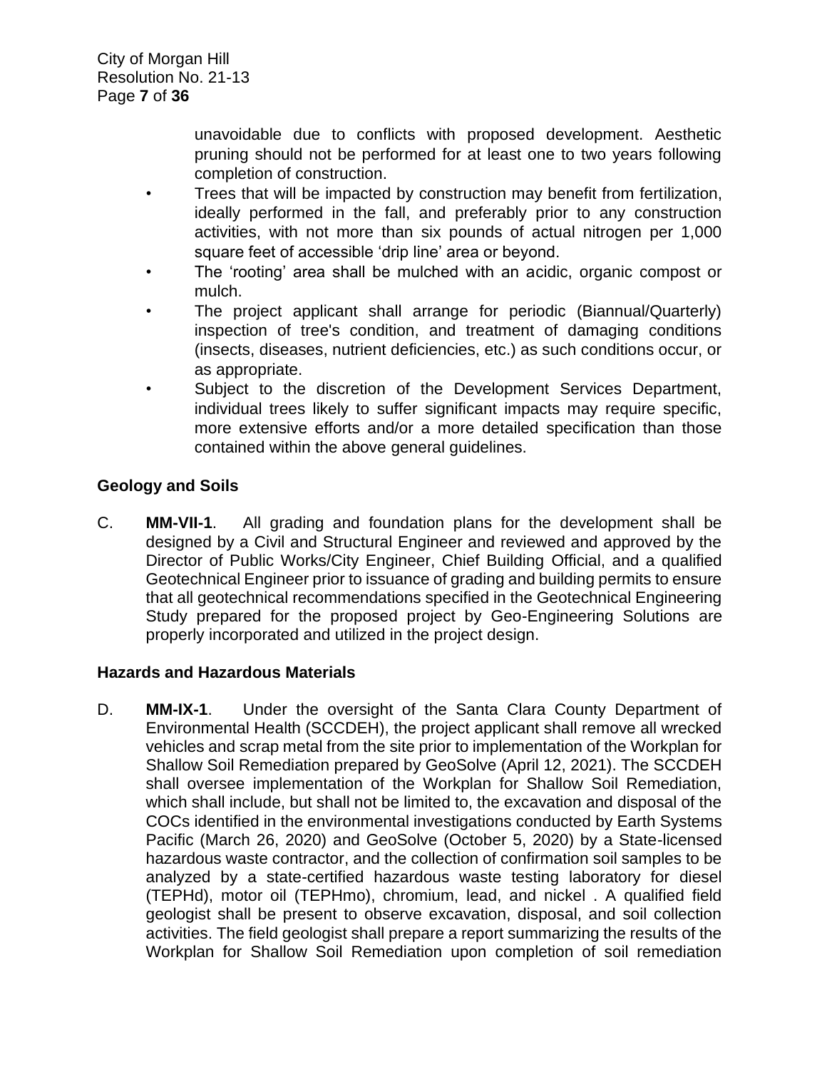unavoidable due to conflicts with proposed development. Aesthetic pruning should not be performed for at least one to two years following completion of construction.

- Trees that will be impacted by construction may benefit from fertilization, ideally performed in the fall, and preferably prior to any construction activities, with not more than six pounds of actual nitrogen per 1,000 square feet of accessible 'drip line' area or beyond.
- The 'rooting' area shall be mulched with an acidic, organic compost or mulch.
- The project applicant shall arrange for periodic (Biannual/Quarterly) inspection of tree's condition, and treatment of damaging conditions (insects, diseases, nutrient deficiencies, etc.) as such conditions occur, or as appropriate.
- Subject to the discretion of the Development Services Department, individual trees likely to suffer significant impacts may require specific, more extensive efforts and/or a more detailed specification than those contained within the above general guidelines.

**Geology and Soils**

C. **MM-VII-1**. All grading and foundation plans for the development shall be designed by a Civil and Structural Engineer and reviewed and approved by the Director of Public Works/City Engineer, Chief Building Official, and a qualified Geotechnical Engineer prior to issuance of grading and building permits to ensure that all geotechnical recommendations specified in the Geotechnical Engineering Study prepared for the proposed project by Geo-Engineering Solutions are properly incorporated and utilized in the project design.

**Hazards and Hazardous Materials**

D. **MM-IX-1**. Under the oversight of the Santa Clara County Department of Environmental Health (SCCDEH), the project applicant shall remove all wrecked vehicles and scrap metal from the site prior to implementation of the Workplan for Shallow Soil Remediation prepared by GeoSolve (April 12, 2021). The SCCDEH shall oversee implementation of the Workplan for Shallow Soil Remediation, which shall include, but shall not be limited to, the excavation and disposal of the COCs identified in the environmental investigations conducted by Earth Systems Pacific (March 26, 2020) and GeoSolve (October 5, 2020) by a State-licensed hazardous waste contractor, and the collection of confirmation soil samples to be analyzed by a state-certified hazardous waste testing laboratory for diesel (TEPHd), motor oil (TEPHmo), chromium, lead, and nickel . A qualified field geologist shall be present to observe excavation, disposal, and soil collection activities. The field geologist shall prepare a report summarizing the results of the Workplan for Shallow Soil Remediation upon completion of soil remediation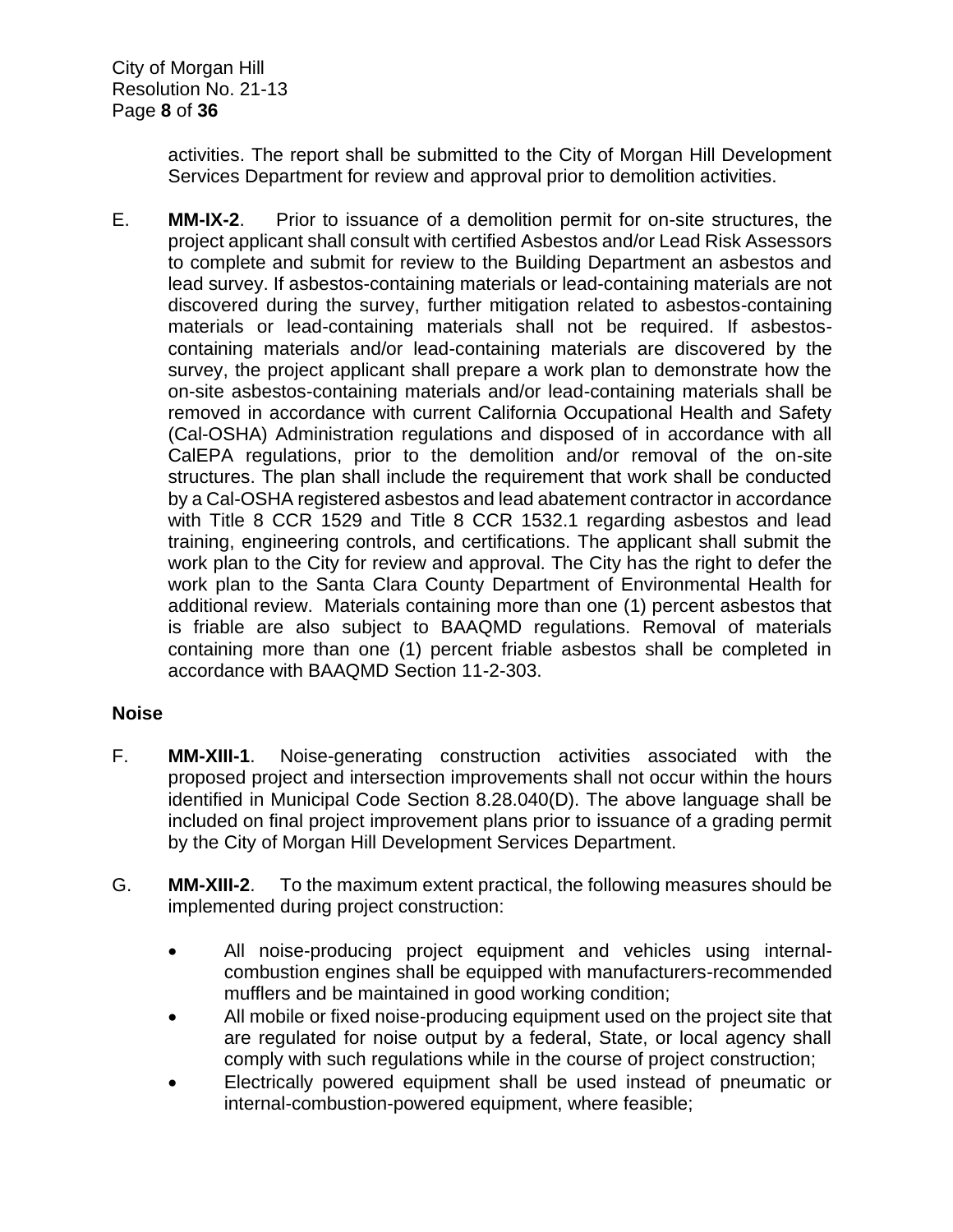activities. The report shall be submitted to the City of Morgan Hill Development Services Department for review and approval prior to demolition activities.

E. **MM-IX-2**. Prior to issuance of a demolition permit for on-site structures, the project applicant shall consult with certified Asbestos and/or Lead Risk Assessors to complete and submit for review to the Building Department an asbestos and lead survey. If asbestos-containing materials or lead-containing materials are not discovered during the survey, further mitigation related to asbestos-containing materials or lead-containing materials shall not be required. If asbestos-containing materials and/or lead-containing materials are discovered by the survey, the project applicant shall prepare a work plan to demonstrate how the on-site asbestos-containing materials and/or lead-containing materials shall be removed in accordance with current California Occupational Health and Safety (Cal-OSHA) Administration regulations and disposed of in accordance with all CalEPA regulations, prior to the demolition and/or removal of the on-site structures. The plan shall include the requirement that work shall be conducted by a Cal-OSHA registered asbestos and lead abatement contractor in accordance with Title 8 CCR 1529 and Title 8 CCR 1532.1 regarding asbestos and lead training, engineering controls, and certifications. The applicant shall submit the work plan to the City for review and approval. The City has the right to defer the work plan to the Santa Clara County Department of Environmental Health for additional review. Materials containing more than one (1) percent asbestos that is friable are also subject to BAAQMD regulations. Removal of materials containing more than one (1) percent friable asbestos shall be completed in accordance with BAAQMD Section 11-2-303.

**Noise**

F. **MM-XIII-1**. Noise-generating construction activities associated with the proposed project and intersection improvements shall not occur within the hours identified in Municipal Code Section 8.28.040(D). The above language shall be included on final project improvement plans prior to issuance of a grading permit by the City of Morgan Hill Development Services Department.

G. **MM-XIII-2**. To the maximum extent practical, the following measures should be implemented during project construction:

- All noise-producing project equipment and vehicles using internal-combustion engines shall be equipped with manufacturers-recommended mufflers and be maintained in good working condition;
- All mobile or fixed noise-producing equipment used on the project site that are regulated for noise output by a federal, State, or local agency shall comply with such regulations while in the course of project construction;
- Electrically powered equipment shall be used instead of pneumatic or internal-combustion-powered equipment, where feasible;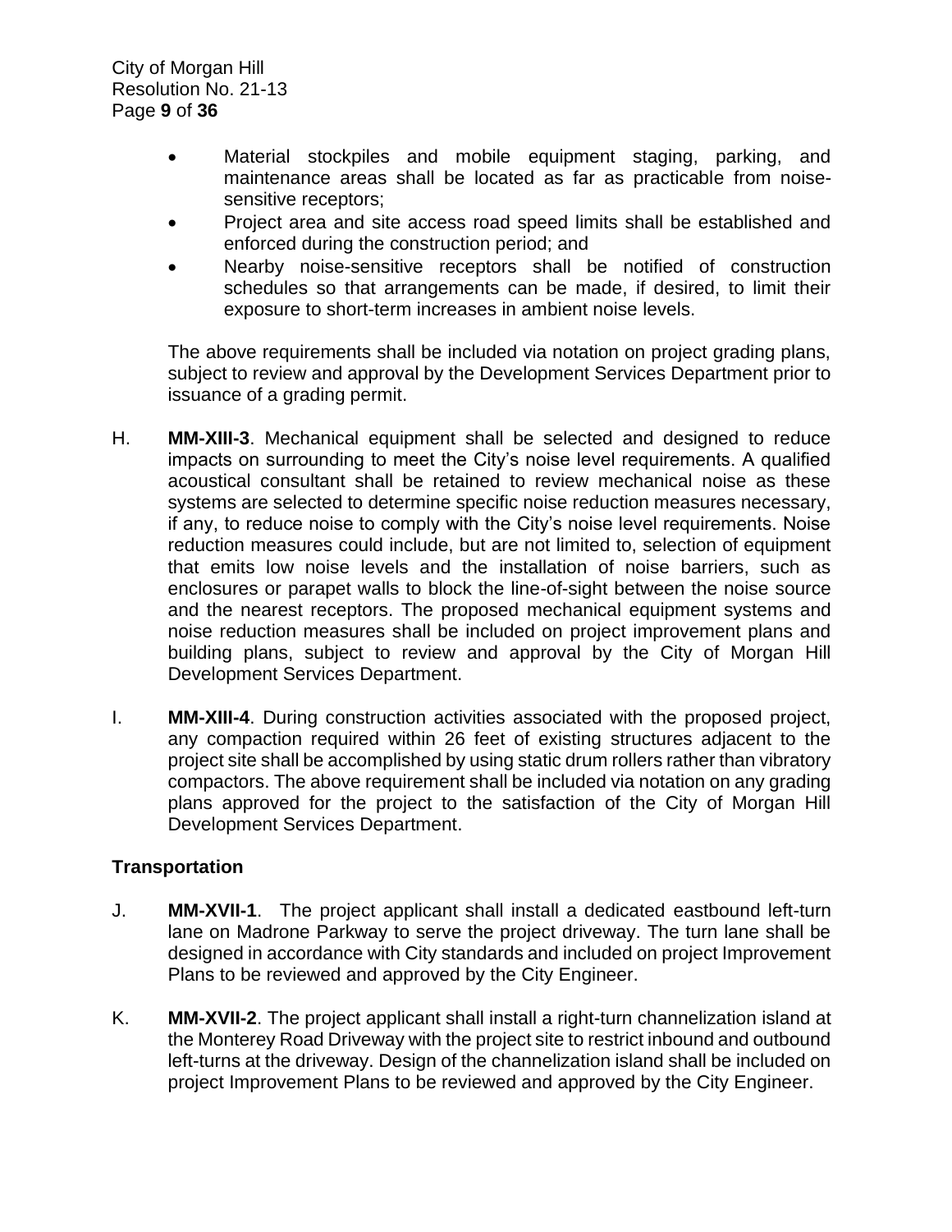- Material stockpiles and mobile equipment staging, parking, and maintenance areas shall be located as far as practicable from noise-sensitive receptors;
- Project area and site access road speed limits shall be established and enforced during the construction period; and
- Nearby noise-sensitive receptors shall be notified of construction schedules so that arrangements can be made, if desired, to limit their exposure to short-term increases in ambient noise levels.

The above requirements shall be included via notation on project grading plans, subject to review and approval by the Development Services Department prior to issuance of a grading permit.

H. **MM-XIII-3**. Mechanical equipment shall be selected and designed to reduce impacts on surrounding to meet the City's noise level requirements. A qualified acoustical consultant shall be retained to review mechanical noise as these systems are selected to determine specific noise reduction measures necessary, if any, to reduce noise to comply with the City's noise level requirements. Noise reduction measures could include, but are not limited to, selection of equipment that emits low noise levels and the installation of noise barriers, such as enclosures or parapet walls to block the line-of-sight between the noise source and the nearest receptors. The proposed mechanical equipment systems and noise reduction measures shall be included on project improvement plans and building plans, subject to review and approval by the City of Morgan Hill Development Services Department.

I. **MM-XIII-4**. During construction activities associated with the proposed project, any compaction required within 26 feet of existing structures adjacent to the project site shall be accomplished by using static drum rollers rather than vibratory compactors. The above requirement shall be included via notation on any grading plans approved for the project to the satisfaction of the City of Morgan Hill Development Services Department.

## Transportation

J. **MM-XVII-1**. The project applicant shall install a dedicated eastbound left-turn lane on Madrone Parkway to serve the project driveway. The turn lane shall be designed in accordance with City standards and included on project Improvement Plans to be reviewed and approved by the City Engineer.

K. **MM-XVII-2**. The project applicant shall install a right-turn channelization island at the Monterey Road Driveway with the project site to restrict inbound and outbound left-turns at the driveway. Design of the channelization island shall be included on project Improvement Plans to be reviewed and approved by the City Engineer.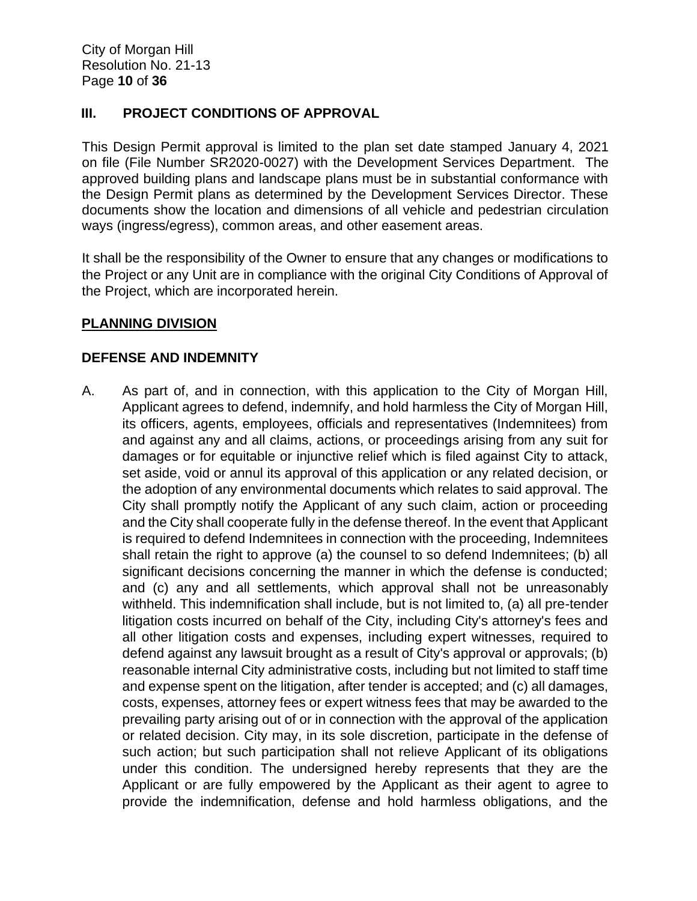## III. PROJECT CONDITIONS OF APPROVAL

This Design Permit approval is limited to the plan set date stamped January 4, 2021 on file (File Number SR2020-0027) with the Development Services Department. The approved building plans and landscape plans must be in substantial conformance with the Design Permit plans as determined by the Development Services Director. These documents show the location and dimensions of all vehicle and pedestrian circulation ways (ingress/egress), common areas, and other easement areas.

It shall be the responsibility of the Owner to ensure that any changes or modifications to the Project or any Unit are in compliance with the original City Conditions of Approval of the Project, which are incorporated herein.

### PLANNING DIVISION

### DEFENSE AND INDEMNITY

A. As part of, and in connection, with this application to the City of Morgan Hill, Applicant agrees to defend, indemnify, and hold harmless the City of Morgan Hill, its officers, agents, employees, officials and representatives (Indemnitees) from and against any and all claims, actions, or proceedings arising from any suit for damages or for equitable or injunctive relief which is filed against City to attack, set aside, void or annul its approval of this application or any related decision, or the adoption of any environmental documents which relates to said approval. The City shall promptly notify the Applicant of any such claim, action or proceeding and the City shall cooperate fully in the defense thereof. In the event that Applicant is required to defend Indemnitees in connection with the proceeding, Indemnitees shall retain the right to approve (a) the counsel to so defend Indemnitees; (b) all significant decisions concerning the manner in which the defense is conducted; and (c) any and all settlements, which approval shall not be unreasonably withheld. This indemnification shall include, but is not limited to, (a) all pre-tender litigation costs incurred on behalf of the City, including City's attorney's fees and all other litigation costs and expenses, including expert witnesses, required to defend against any lawsuit brought as a result of City's approval or approvals; (b) reasonable internal City administrative costs, including but not limited to staff time and expense spent on the litigation, after tender is accepted; and (c) all damages, costs, expenses, attorney fees or expert witness fees that may be awarded to the prevailing party arising out of or in connection with the approval of the application or related decision. City may, in its sole discretion, participate in the defense of such action; but such participation shall not relieve Applicant of its obligations under this condition. The undersigned hereby represents that they are the Applicant or are fully empowered by the Applicant as their agent to agree to provide the indemnification, defense and hold harmless obligations, and the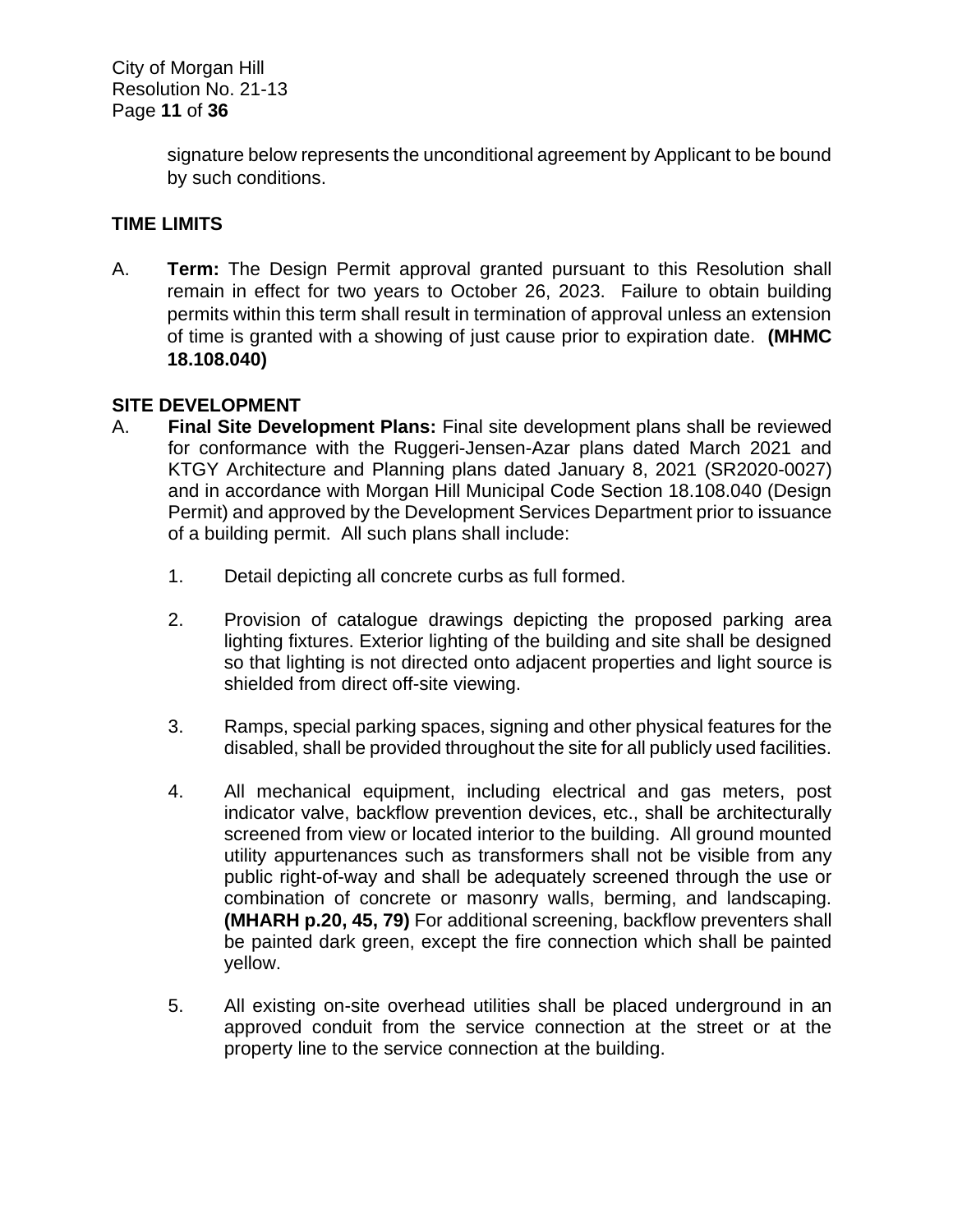signature below represents the unconditional agreement by Applicant to be bound by such conditions.

## TIME LIMITS

A. **Term:** The Design Permit approval granted pursuant to this Resolution shall remain in effect for two years to October 26, 2023. Failure to obtain building permits within this term shall result in termination of approval unless an extension of time is granted with a showing of just cause prior to expiration date. **(MHMC 18.108.040)**

## SITE DEVELOPMENT

A. **Final Site Development Plans:** Final site development plans shall be reviewed for conformance with the Ruggeri-Jensen-Azar plans dated March 2021 and KTGY Architecture and Planning plans dated January 8, 2021 (SR2020-0027) and in accordance with Morgan Hill Municipal Code Section 18.108.040 (Design Permit) and approved by the Development Services Department prior to issuance of a building permit. All such plans shall include:

1. Detail depicting all concrete curbs as full formed.

2. Provision of catalogue drawings depicting the proposed parking area lighting fixtures. Exterior lighting of the building and site shall be designed so that lighting is not directed onto adjacent properties and light source is shielded from direct off-site viewing.

3. Ramps, special parking spaces, signing and other physical features for the disabled, shall be provided throughout the site for all publicly used facilities.

4. All mechanical equipment, including electrical and gas meters, post indicator valve, backflow prevention devices, etc., shall be architecturally screened from view or located interior to the building. All ground mounted utility appurtenances such as transformers shall not be visible from any public right-of-way and shall be adequately screened through the use or combination of concrete or masonry walls, berming, and landscaping. **(MHARH p.20, 45, 79)** For additional screening, backflow preventers shall be painted dark green, except the fire connection which shall be painted yellow.

5. All existing on-site overhead utilities shall be placed underground in an approved conduit from the service connection at the street or at the property line to the service connection at the building.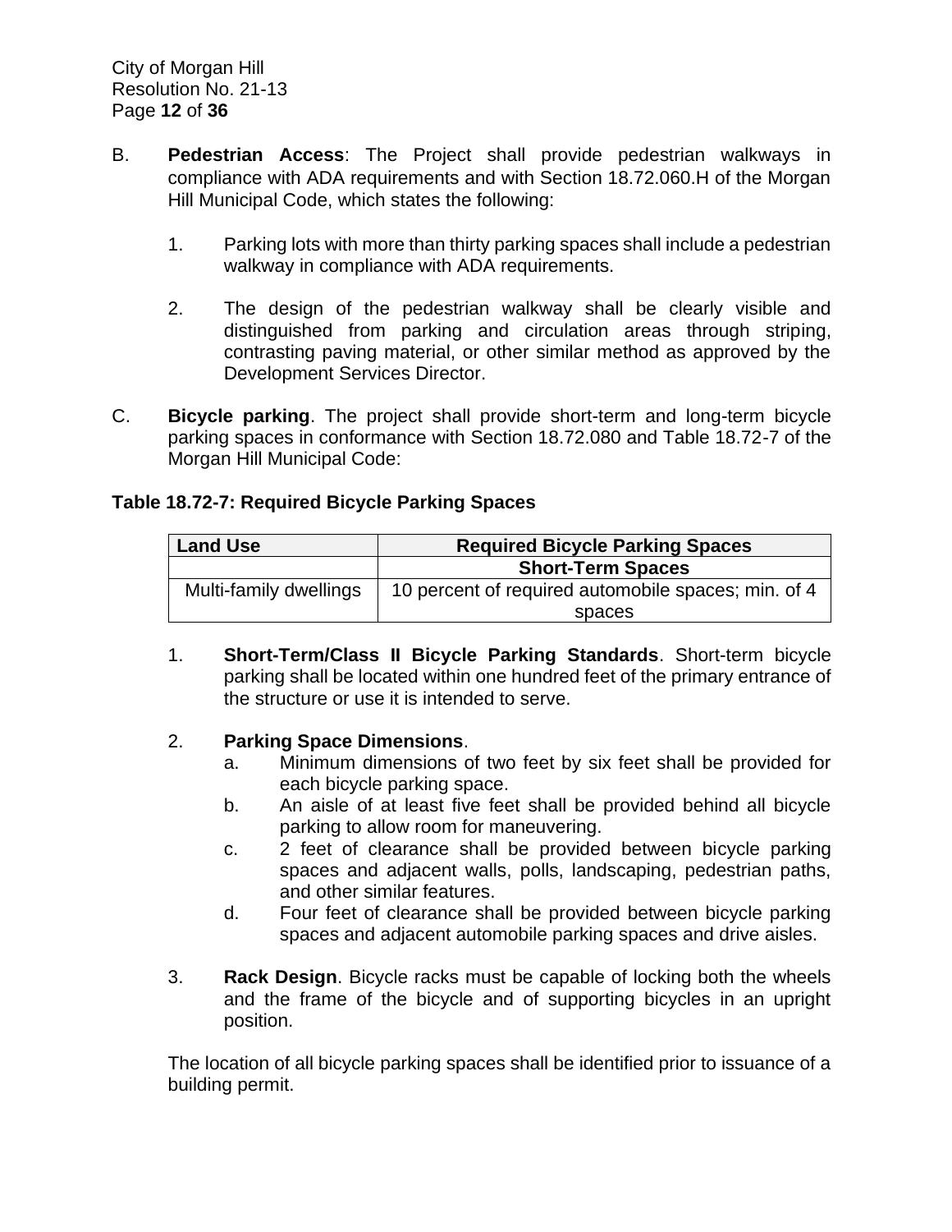B. **Pedestrian Access**: The Project shall provide pedestrian walkways in compliance with ADA requirements and with Section 18.72.060.H of the Morgan Hill Municipal Code, which states the following:

1. Parking lots with more than thirty parking spaces shall include a pedestrian walkway in compliance with ADA requirements.

2. The design of the pedestrian walkway shall be clearly visible and distinguished from parking and circulation areas through striping, contrasting paving material, or other similar method as approved by the Development Services Director.

C. **Bicycle parking**. The project shall provide short-term and long-term bicycle parking spaces in conformance with Section 18.72.080 and Table 18.72-7 of the Morgan Hill Municipal Code:

**Table 18.72-7: Required Bicycle Parking Spaces**

| Land Use | Required Bicycle Parking Spaces |
|---|---|
| | **Short-Term Spaces** |
| Multi-family dwellings | 10 percent of required automobile spaces; min. of 4 spaces |

1. **Short-Term/Class II Bicycle Parking Standards**. Short-term bicycle parking shall be located within one hundred feet of the primary entrance of the structure or use it is intended to serve.

2. **Parking Space Dimensions**.
   a. Minimum dimensions of two feet by six feet shall be provided for each bicycle parking space.
   b. An aisle of at least five feet shall be provided behind all bicycle parking to allow room for maneuvering.
   c. 2 feet of clearance shall be provided between bicycle parking spaces and adjacent walls, polls, landscaping, pedestrian paths, and other similar features.
   d. Four feet of clearance shall be provided between bicycle parking spaces and adjacent automobile parking spaces and drive aisles.

3. **Rack Design**. Bicycle racks must be capable of locking both the wheels and the frame of the bicycle and of supporting bicycles in an upright position.

The location of all bicycle parking spaces shall be identified prior to issuance of a building permit.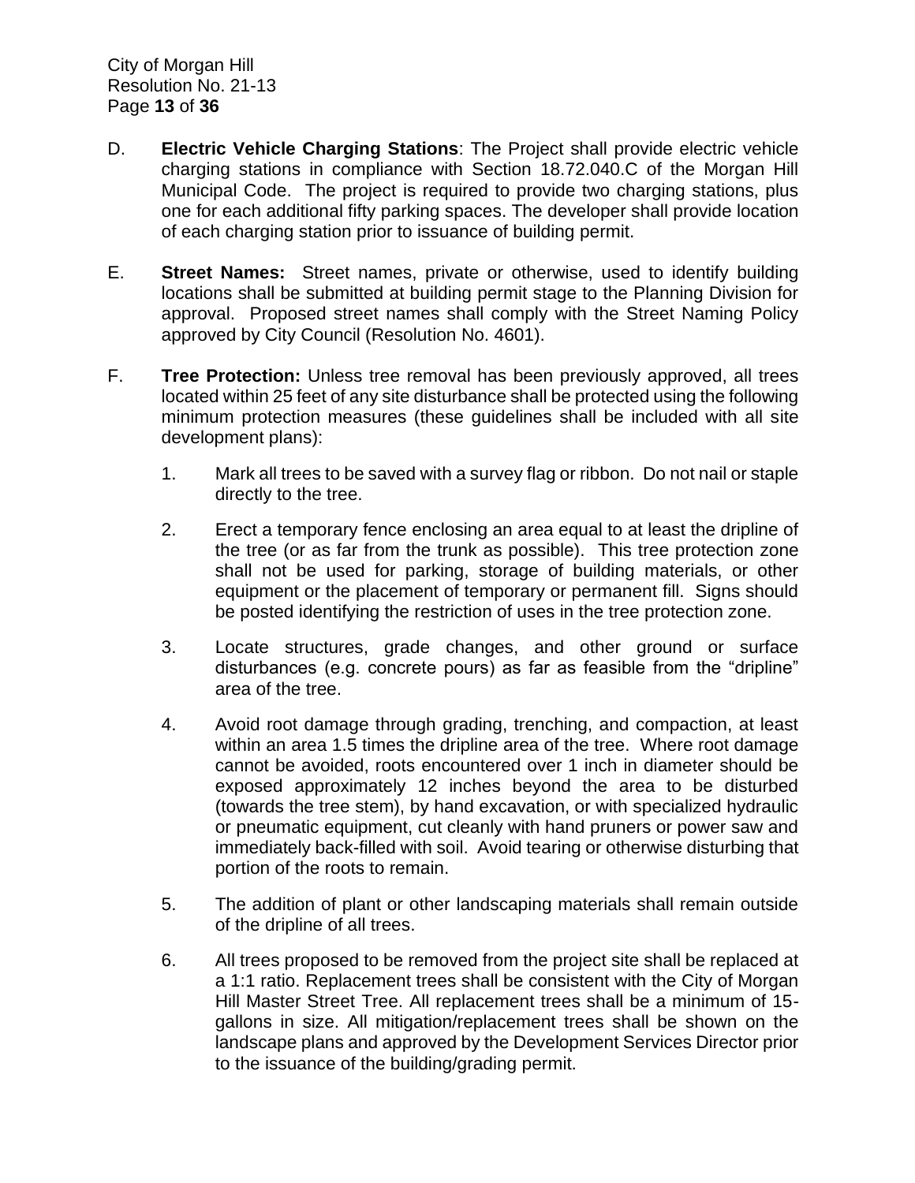D. **Electric Vehicle Charging Stations**: The Project shall provide electric vehicle charging stations in compliance with Section 18.72.040.C of the Morgan Hill Municipal Code. The project is required to provide two charging stations, plus one for each additional fifty parking spaces. The developer shall provide location of each charging station prior to issuance of building permit.

E. **Street Names:** Street names, private or otherwise, used to identify building locations shall be submitted at building permit stage to the Planning Division for approval. Proposed street names shall comply with the Street Naming Policy approved by City Council (Resolution No. 4601).

F. **Tree Protection:** Unless tree removal has been previously approved, all trees located within 25 feet of any site disturbance shall be protected using the following minimum protection measures (these guidelines shall be included with all site development plans):

1. Mark all trees to be saved with a survey flag or ribbon. Do not nail or staple directly to the tree.

2. Erect a temporary fence enclosing an area equal to at least the dripline of the tree (or as far from the trunk as possible). This tree protection zone shall not be used for parking, storage of building materials, or other equipment or the placement of temporary or permanent fill. Signs should be posted identifying the restriction of uses in the tree protection zone.

3. Locate structures, grade changes, and other ground or surface disturbances (e.g. concrete pours) as far as feasible from the "dripline" area of the tree.

4. Avoid root damage through grading, trenching, and compaction, at least within an area 1.5 times the dripline area of the tree. Where root damage cannot be avoided, roots encountered over 1 inch in diameter should be exposed approximately 12 inches beyond the area to be disturbed (towards the tree stem), by hand excavation, or with specialized hydraulic or pneumatic equipment, cut cleanly with hand pruners or power saw and immediately back-filled with soil. Avoid tearing or otherwise disturbing that portion of the roots to remain.

5. The addition of plant or other landscaping materials shall remain outside of the dripline of all trees.

6. All trees proposed to be removed from the project site shall be replaced at a 1:1 ratio. Replacement trees shall be consistent with the City of Morgan Hill Master Street Tree. All replacement trees shall be a minimum of 15-gallons in size. All mitigation/replacement trees shall be shown on the landscape plans and approved by the Development Services Director prior to the issuance of the building/grading permit.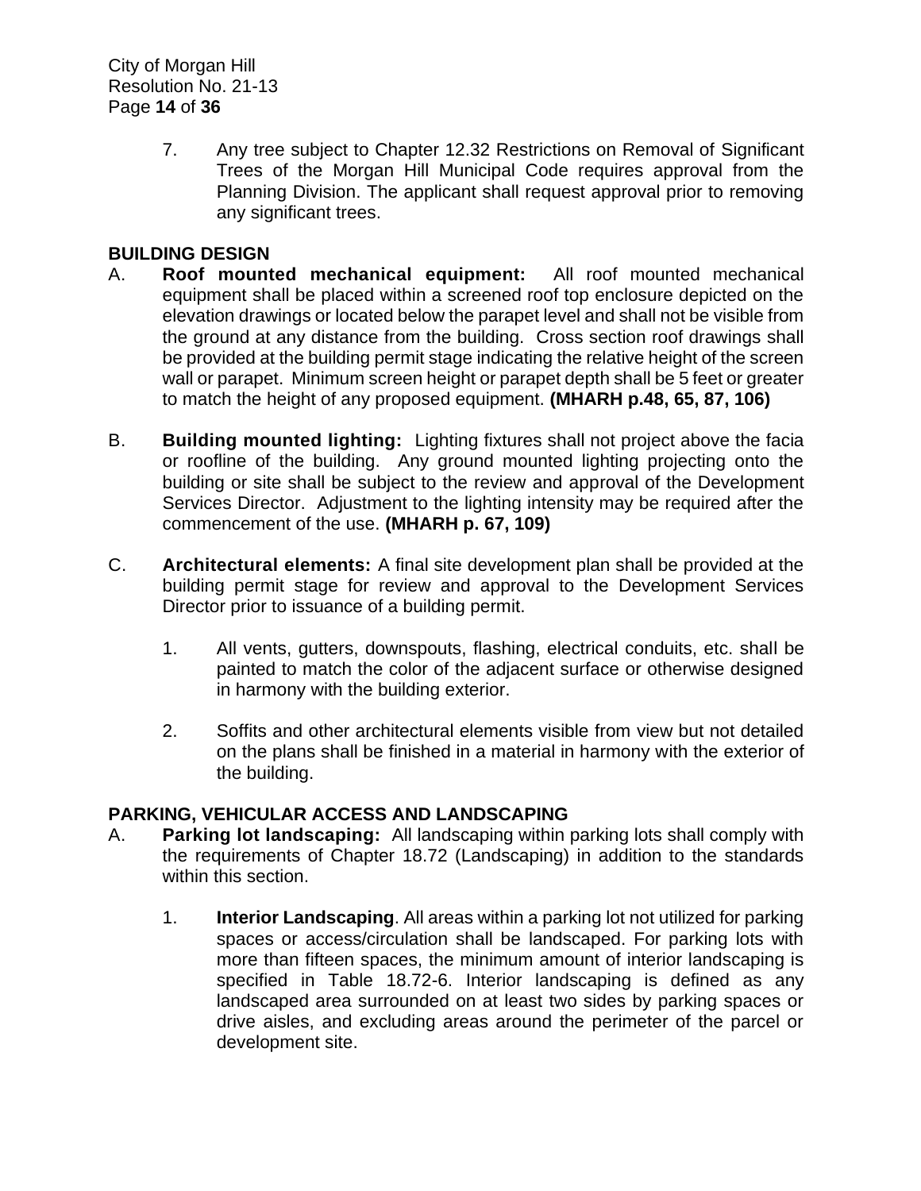7. Any tree subject to Chapter 12.32 Restrictions on Removal of Significant Trees of the Morgan Hill Municipal Code requires approval from the Planning Division. The applicant shall request approval prior to removing any significant trees.

## BUILDING DESIGN

A. **Roof mounted mechanical equipment:** All roof mounted mechanical equipment shall be placed within a screened roof top enclosure depicted on the elevation drawings or located below the parapet level and shall not be visible from the ground at any distance from the building. Cross section roof drawings shall be provided at the building permit stage indicating the relative height of the screen wall or parapet. Minimum screen height or parapet depth shall be 5 feet or greater to match the height of any proposed equipment. **(MHARH p.48, 65, 87, 106)**

B. **Building mounted lighting:** Lighting fixtures shall not project above the facia or roofline of the building. Any ground mounted lighting projecting onto the building or site shall be subject to the review and approval of the Development Services Director. Adjustment to the lighting intensity may be required after the commencement of the use. **(MHARH p. 67, 109)**

C. **Architectural elements:** A final site development plan shall be provided at the building permit stage for review and approval to the Development Services Director prior to issuance of a building permit.

   1. All vents, gutters, downspouts, flashing, electrical conduits, etc. shall be painted to match the color of the adjacent surface or otherwise designed in harmony with the building exterior.

   2. Soffits and other architectural elements visible from view but not detailed on the plans shall be finished in a material in harmony with the exterior of the building.

## PARKING, VEHICULAR ACCESS AND LANDSCAPING

A. **Parking lot landscaping:** All landscaping within parking lots shall comply with the requirements of Chapter 18.72 (Landscaping) in addition to the standards within this section.

   1. **Interior Landscaping**. All areas within a parking lot not utilized for parking spaces or access/circulation shall be landscaped. For parking lots with more than fifteen spaces, the minimum amount of interior landscaping is specified in Table 18.72-6. Interior landscaping is defined as any landscaped area surrounded on at least two sides by parking spaces or drive aisles, and excluding areas around the perimeter of the parcel or development site.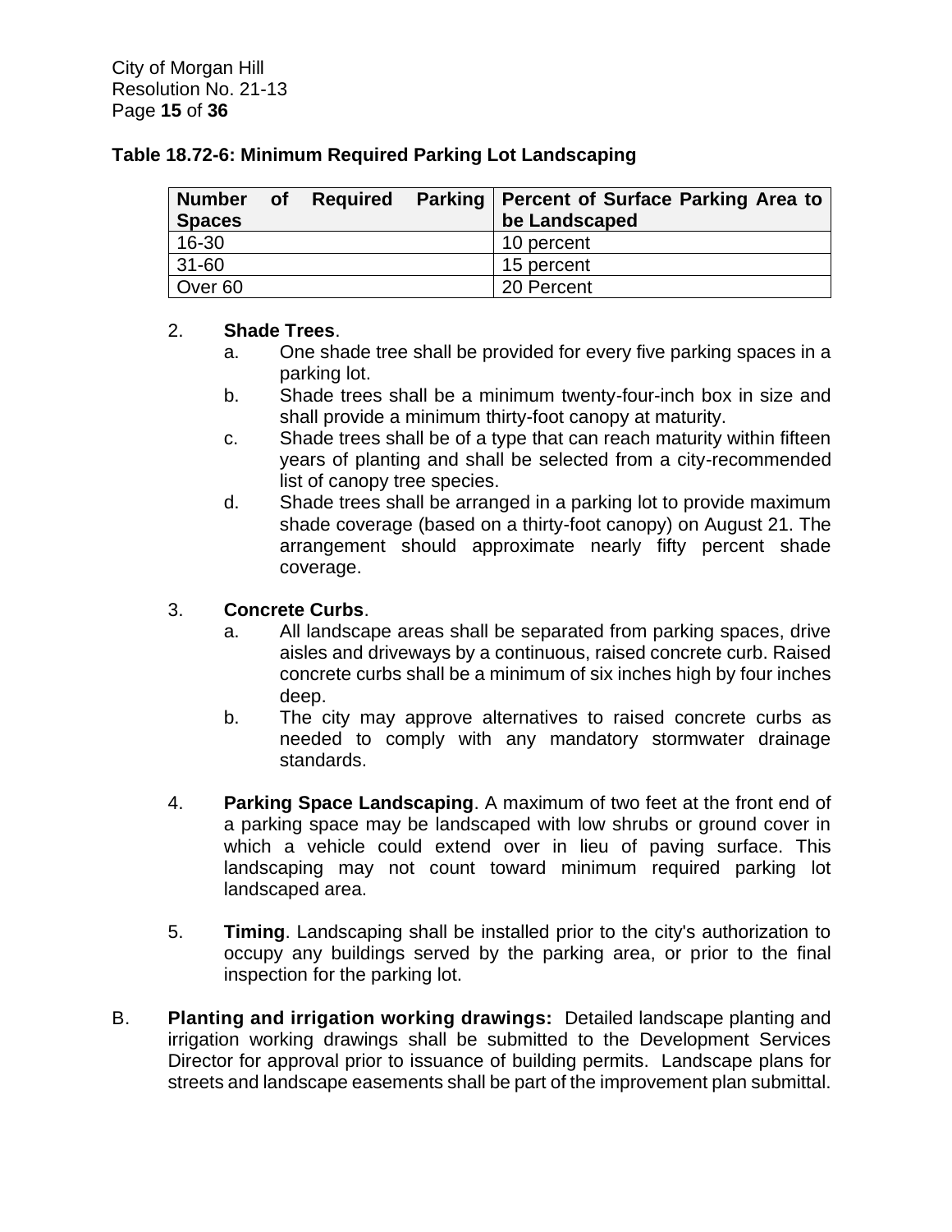**Table 18.72-6: Minimum Required Parking Lot Landscaping**

| Number of Required Parking Spaces | Percent of Surface Parking Area to be Landscaped |
|---|---|
| 16-30 | 10 percent |
| 31-60 | 15 percent |
| Over 60 | 20 Percent |

2. **Shade Trees**.
    a. One shade tree shall be provided for every five parking spaces in a parking lot.
    b. Shade trees shall be a minimum twenty-four-inch box in size and shall provide a minimum thirty-foot canopy at maturity.
    c. Shade trees shall be of a type that can reach maturity within fifteen years of planting and shall be selected from a city-recommended list of canopy tree species.
    d. Shade trees shall be arranged in a parking lot to provide maximum shade coverage (based on a thirty-foot canopy) on August 21. The arrangement should approximate nearly fifty percent shade coverage.

3. **Concrete Curbs**.
    a. All landscape areas shall be separated from parking spaces, drive aisles and driveways by a continuous, raised concrete curb. Raised concrete curbs shall be a minimum of six inches high by four inches deep.
    b. The city may approve alternatives to raised concrete curbs as needed to comply with any mandatory stormwater drainage standards.

4. **Parking Space Landscaping**. A maximum of two feet at the front end of a parking space may be landscaped with low shrubs or ground cover in which a vehicle could extend over in lieu of paving surface. This landscaping may not count toward minimum required parking lot landscaped area.

5. **Timing**. Landscaping shall be installed prior to the city's authorization to occupy any buildings served by the parking area, or prior to the final inspection for the parking lot.

B. **Planting and irrigation working drawings:** Detailed landscape planting and irrigation working drawings shall be submitted to the Development Services Director for approval prior to issuance of building permits. Landscape plans for streets and landscape easements shall be part of the improvement plan submittal.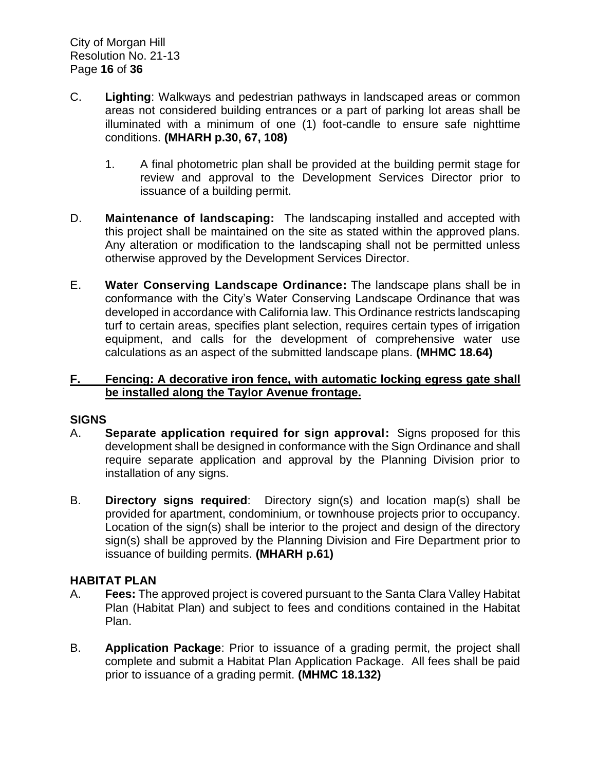C. **Lighting**: Walkways and pedestrian pathways in landscaped areas or common areas not considered building entrances or a part of parking lot areas shall be illuminated with a minimum of one (1) foot-candle to ensure safe nighttime conditions. **(MHARH p.30, 67, 108)**

   1. A final photometric plan shall be provided at the building permit stage for review and approval to the Development Services Director prior to issuance of a building permit.

D. **Maintenance of landscaping:** The landscaping installed and accepted with this project shall be maintained on the site as stated within the approved plans. Any alteration or modification to the landscaping shall not be permitted unless otherwise approved by the Development Services Director.

E. **Water Conserving Landscape Ordinance:** The landscape plans shall be in conformance with the City's Water Conserving Landscape Ordinance that was developed in accordance with California law. This Ordinance restricts landscaping turf to certain areas, specifies plant selection, requires certain types of irrigation equipment, and calls for the development of comprehensive water use calculations as an aspect of the submitted landscape plans. **(MHMC 18.64)**

<u>**F. Fencing: A decorative iron fence, with automatic locking egress gate shall be installed along the Taylor Avenue frontage.**</u>

## SIGNS

A. **Separate application required for sign approval:** Signs proposed for this development shall be designed in conformance with the Sign Ordinance and shall require separate application and approval by the Planning Division prior to installation of any signs.

B. **Directory signs required**: Directory sign(s) and location map(s) shall be provided for apartment, condominium, or townhouse projects prior to occupancy. Location of the sign(s) shall be interior to the project and design of the directory sign(s) shall be approved by the Planning Division and Fire Department prior to issuance of building permits. **(MHARH p.61)**

## HABITAT PLAN

A. **Fees:** The approved project is covered pursuant to the Santa Clara Valley Habitat Plan (Habitat Plan) and subject to fees and conditions contained in the Habitat Plan.

B. **Application Package**: Prior to issuance of a grading permit, the project shall complete and submit a Habitat Plan Application Package. All fees shall be paid prior to issuance of a grading permit. **(MHMC 18.132)**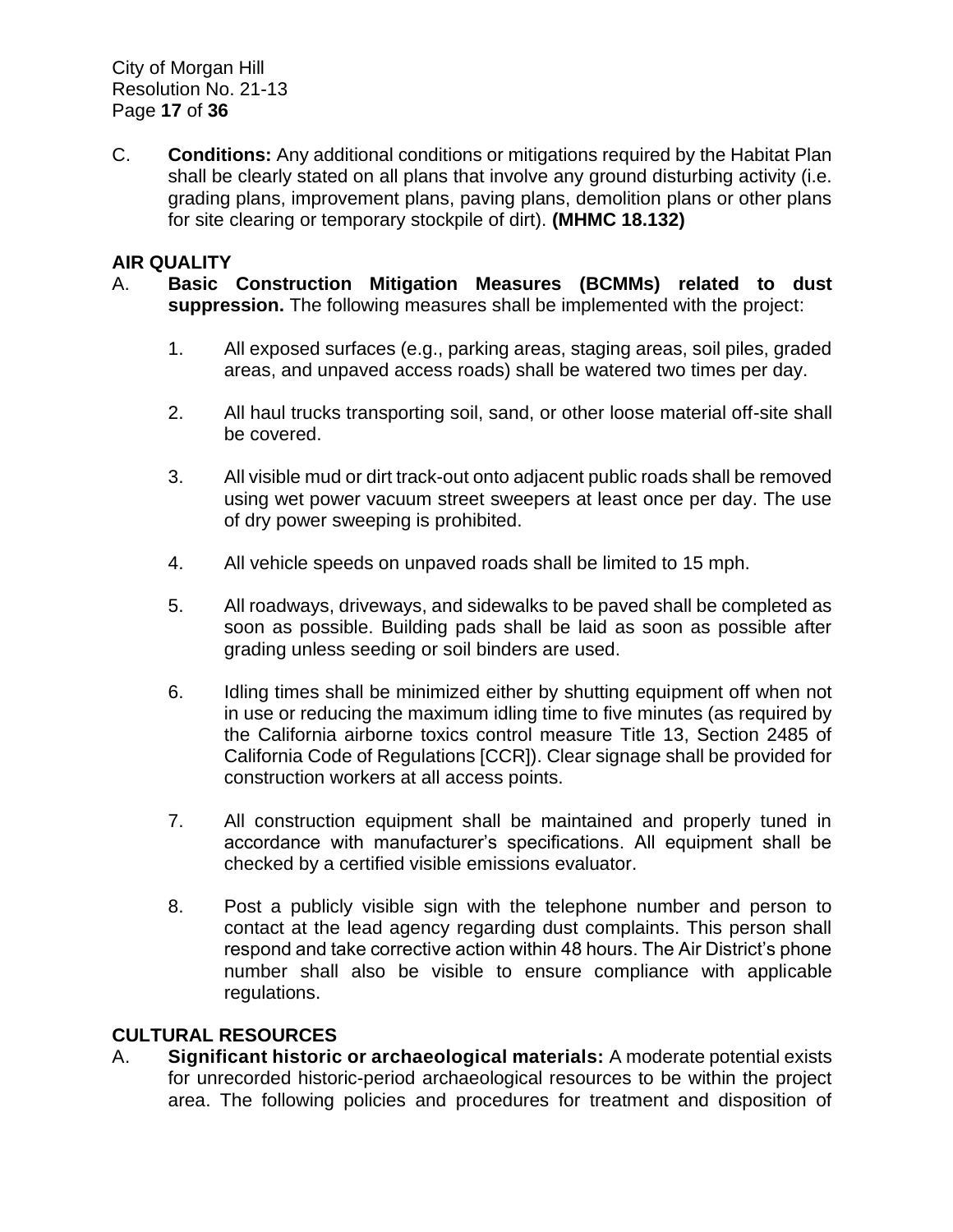C. **Conditions:** Any additional conditions or mitigations required by the Habitat Plan shall be clearly stated on all plans that involve any ground disturbing activity (i.e. grading plans, improvement plans, paving plans, demolition plans or other plans for site clearing or temporary stockpile of dirt). **(MHMC 18.132)**

## AIR QUALITY

A. **Basic Construction Mitigation Measures (BCMMs) related to dust suppression.** The following measures shall be implemented with the project:

1. All exposed surfaces (e.g., parking areas, staging areas, soil piles, graded areas, and unpaved access roads) shall be watered two times per day.

2. All haul trucks transporting soil, sand, or other loose material off-site shall be covered.

3. All visible mud or dirt track-out onto adjacent public roads shall be removed using wet power vacuum street sweepers at least once per day. The use of dry power sweeping is prohibited.

4. All vehicle speeds on unpaved roads shall be limited to 15 mph.

5. All roadways, driveways, and sidewalks to be paved shall be completed as soon as possible. Building pads shall be laid as soon as possible after grading unless seeding or soil binders are used.

6. Idling times shall be minimized either by shutting equipment off when not in use or reducing the maximum idling time to five minutes (as required by the California airborne toxics control measure Title 13, Section 2485 of California Code of Regulations [CCR]). Clear signage shall be provided for construction workers at all access points.

7. All construction equipment shall be maintained and properly tuned in accordance with manufacturer's specifications. All equipment shall be checked by a certified visible emissions evaluator.

8. Post a publicly visible sign with the telephone number and person to contact at the lead agency regarding dust complaints. This person shall respond and take corrective action within 48 hours. The Air District's phone number shall also be visible to ensure compliance with applicable regulations.

## CULTURAL RESOURCES

A. **Significant historic or archaeological materials:** A moderate potential exists for unrecorded historic-period archaeological resources to be within the project area. The following policies and procedures for treatment and disposition of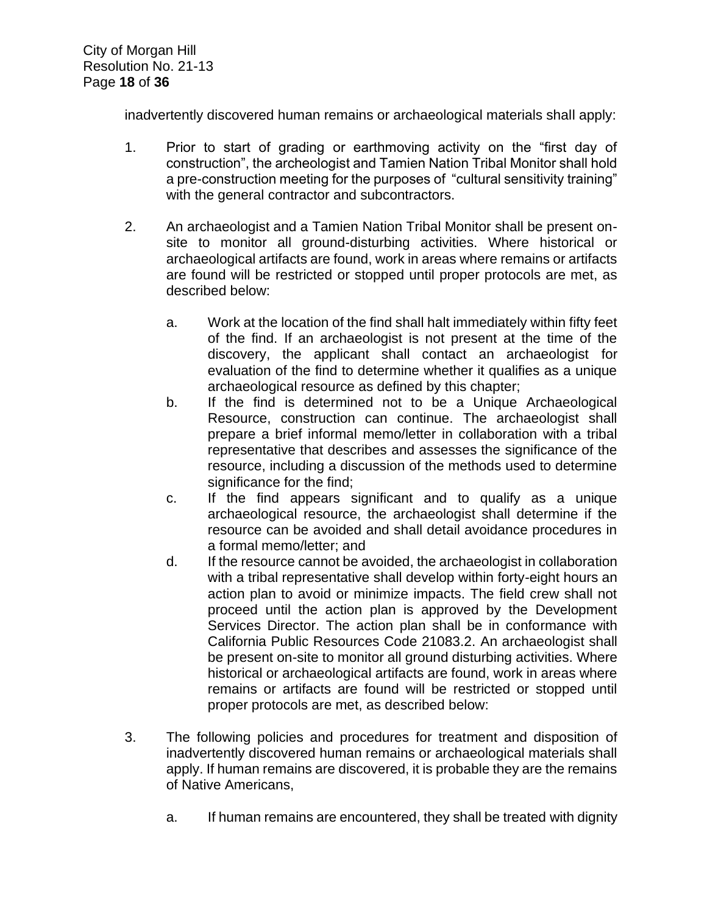inadvertently discovered human remains or archaeological materials shall apply:

1. Prior to start of grading or earthmoving activity on the "first day of construction", the archeologist and Tamien Nation Tribal Monitor shall hold a pre-construction meeting for the purposes of "cultural sensitivity training" with the general contractor and subcontractors.

2. An archaeologist and a Tamien Nation Tribal Monitor shall be present on-site to monitor all ground-disturbing activities. Where historical or archaeological artifacts are found, work in areas where remains or artifacts are found will be restricted or stopped until proper protocols are met, as described below:

   a. Work at the location of the find shall halt immediately within fifty feet of the find. If an archaeologist is not present at the time of the discovery, the applicant shall contact an archaeologist for evaluation of the find to determine whether it qualifies as a unique archaeological resource as defined by this chapter;

   b. If the find is determined not to be a Unique Archaeological Resource, construction can continue. The archaeologist shall prepare a brief informal memo/letter in collaboration with a tribal representative that describes and assesses the significance of the resource, including a discussion of the methods used to determine significance for the find;

   c. If the find appears significant and to qualify as a unique archaeological resource, the archaeologist shall determine if the resource can be avoided and shall detail avoidance procedures in a formal memo/letter; and

   d. If the resource cannot be avoided, the archaeologist in collaboration with a tribal representative shall develop within forty-eight hours an action plan to avoid or minimize impacts. The field crew shall not proceed until the action plan is approved by the Development Services Director. The action plan shall be in conformance with California Public Resources Code 21083.2. An archaeologist shall be present on-site to monitor all ground disturbing activities. Where historical or archaeological artifacts are found, work in areas where remains or artifacts are found will be restricted or stopped until proper protocols are met, as described below:

3. The following policies and procedures for treatment and disposition of inadvertently discovered human remains or archaeological materials shall apply. If human remains are discovered, it is probable they are the remains of Native Americans,

   a. If human remains are encountered, they shall be treated with dignity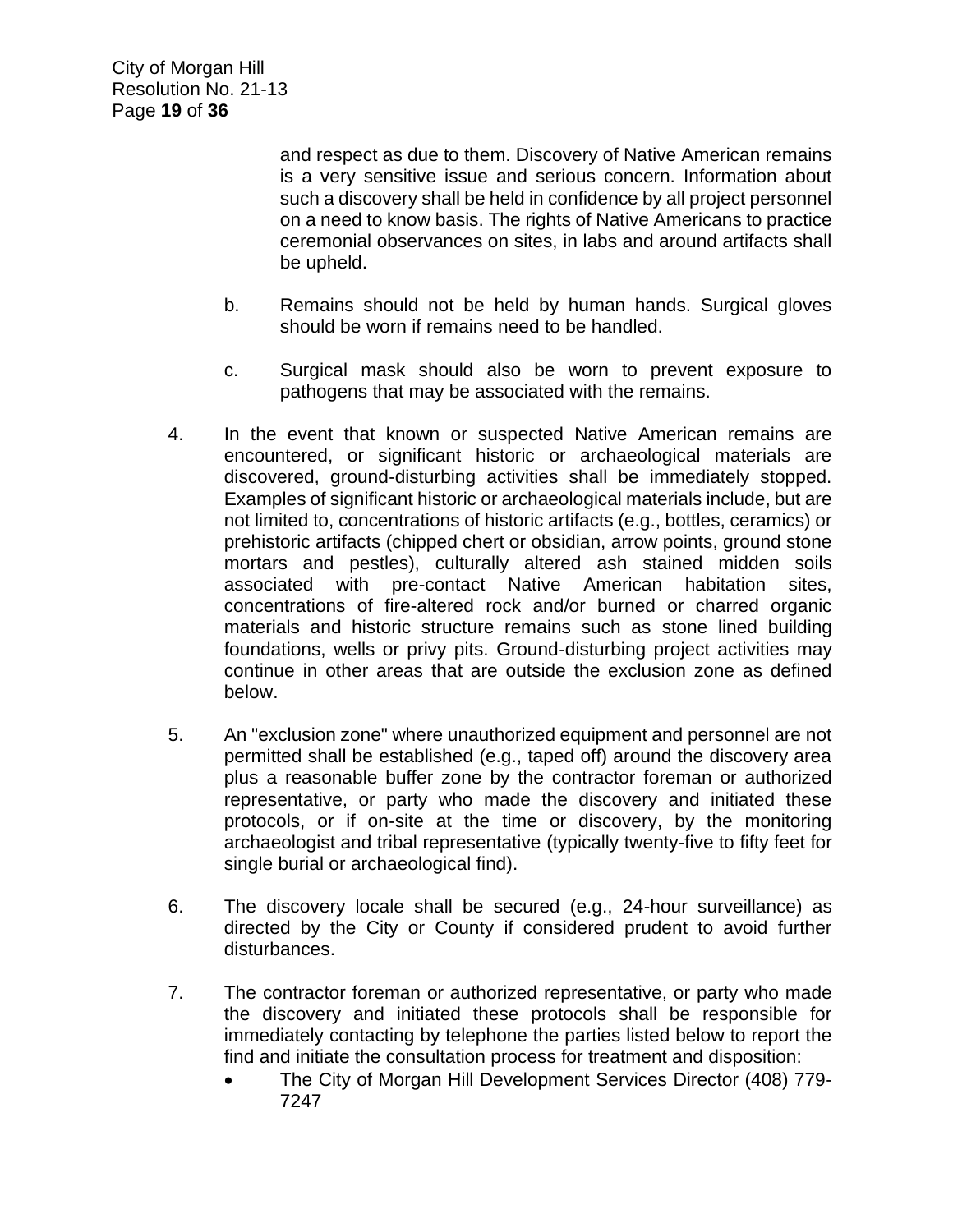and respect as due to them. Discovery of Native American remains is a very sensitive issue and serious concern. Information about such a discovery shall be held in confidence by all project personnel on a need to know basis. The rights of Native Americans to practice ceremonial observances on sites, in labs and around artifacts shall be upheld.

b. Remains should not be held by human hands. Surgical gloves should be worn if remains need to be handled.

c. Surgical mask should also be worn to prevent exposure to pathogens that may be associated with the remains.

4. In the event that known or suspected Native American remains are encountered, or significant historic or archaeological materials are discovered, ground-disturbing activities shall be immediately stopped. Examples of significant historic or archaeological materials include, but are not limited to, concentrations of historic artifacts (e.g., bottles, ceramics) or prehistoric artifacts (chipped chert or obsidian, arrow points, ground stone mortars and pestles), culturally altered ash stained midden soils associated with pre-contact Native American habitation sites, concentrations of fire-altered rock and/or burned or charred organic materials and historic structure remains such as stone lined building foundations, wells or privy pits. Ground-disturbing project activities may continue in other areas that are outside the exclusion zone as defined below.

5. An "exclusion zone" where unauthorized equipment and personnel are not permitted shall be established (e.g., taped off) around the discovery area plus a reasonable buffer zone by the contractor foreman or authorized representative, or party who made the discovery and initiated these protocols, or if on-site at the time or discovery, by the monitoring archaeologist and tribal representative (typically twenty-five to fifty feet for single burial or archaeological find).

6. The discovery locale shall be secured (e.g., 24-hour surveillance) as directed by the City or County if considered prudent to avoid further disturbances.

7. The contractor foreman or authorized representative, or party who made the discovery and initiated these protocols shall be responsible for immediately contacting by telephone the parties listed below to report the find and initiate the consultation process for treatment and disposition:
   - The City of Morgan Hill Development Services Director (408) 779-7247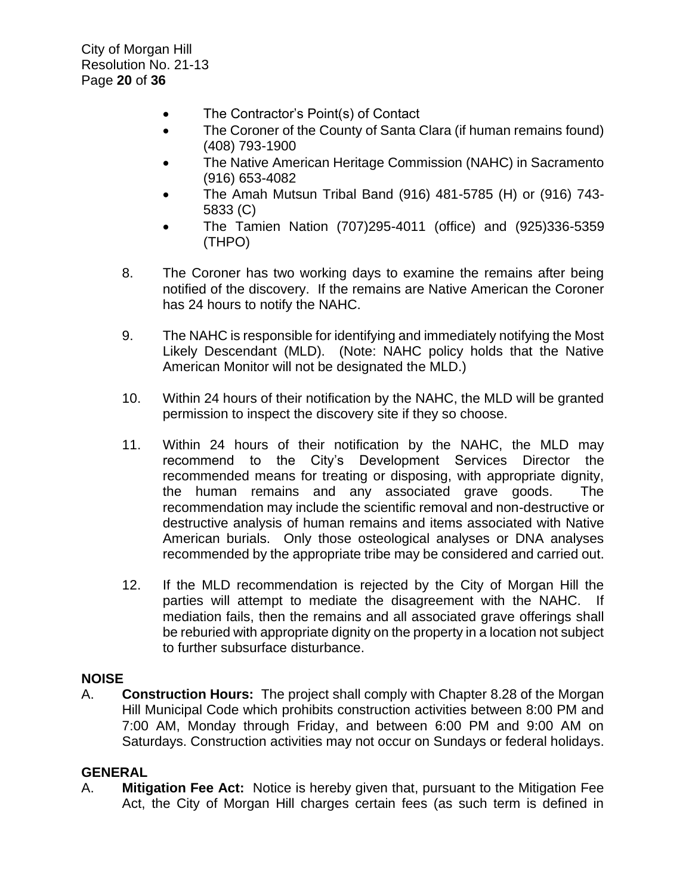- The Contractor's Point(s) of Contact
- The Coroner of the County of Santa Clara (if human remains found) (408) 793-1900
- The Native American Heritage Commission (NAHC) in Sacramento (916) 653-4082
- The Amah Mutsun Tribal Band (916) 481-5785 (H) or (916) 743-5833 (C)
- The Tamien Nation (707)295-4011 (office) and (925)336-5359 (THPO)

8. The Coroner has two working days to examine the remains after being notified of the discovery. If the remains are Native American the Coroner has 24 hours to notify the NAHC.

9. The NAHC is responsible for identifying and immediately notifying the Most Likely Descendant (MLD). (Note: NAHC policy holds that the Native American Monitor will not be designated the MLD.)

10. Within 24 hours of their notification by the NAHC, the MLD will be granted permission to inspect the discovery site if they so choose.

11. Within 24 hours of their notification by the NAHC, the MLD may recommend to the City's Development Services Director the recommended means for treating or disposing, with appropriate dignity, the human remains and any associated grave goods. The recommendation may include the scientific removal and non-destructive or destructive analysis of human remains and items associated with Native American burials. Only those osteological analyses or DNA analyses recommended by the appropriate tribe may be considered and carried out.

12. If the MLD recommendation is rejected by the City of Morgan Hill the parties will attempt to mediate the disagreement with the NAHC. If mediation fails, then the remains and all associated grave offerings shall be reburied with appropriate dignity on the property in a location not subject to further subsurface disturbance.

**NOISE**

A. **Construction Hours:** The project shall comply with Chapter 8.28 of the Morgan Hill Municipal Code which prohibits construction activities between 8:00 PM and 7:00 AM, Monday through Friday, and between 6:00 PM and 9:00 AM on Saturdays. Construction activities may not occur on Sundays or federal holidays.

**GENERAL**

A. **Mitigation Fee Act:** Notice is hereby given that, pursuant to the Mitigation Fee Act, the City of Morgan Hill charges certain fees (as such term is defined in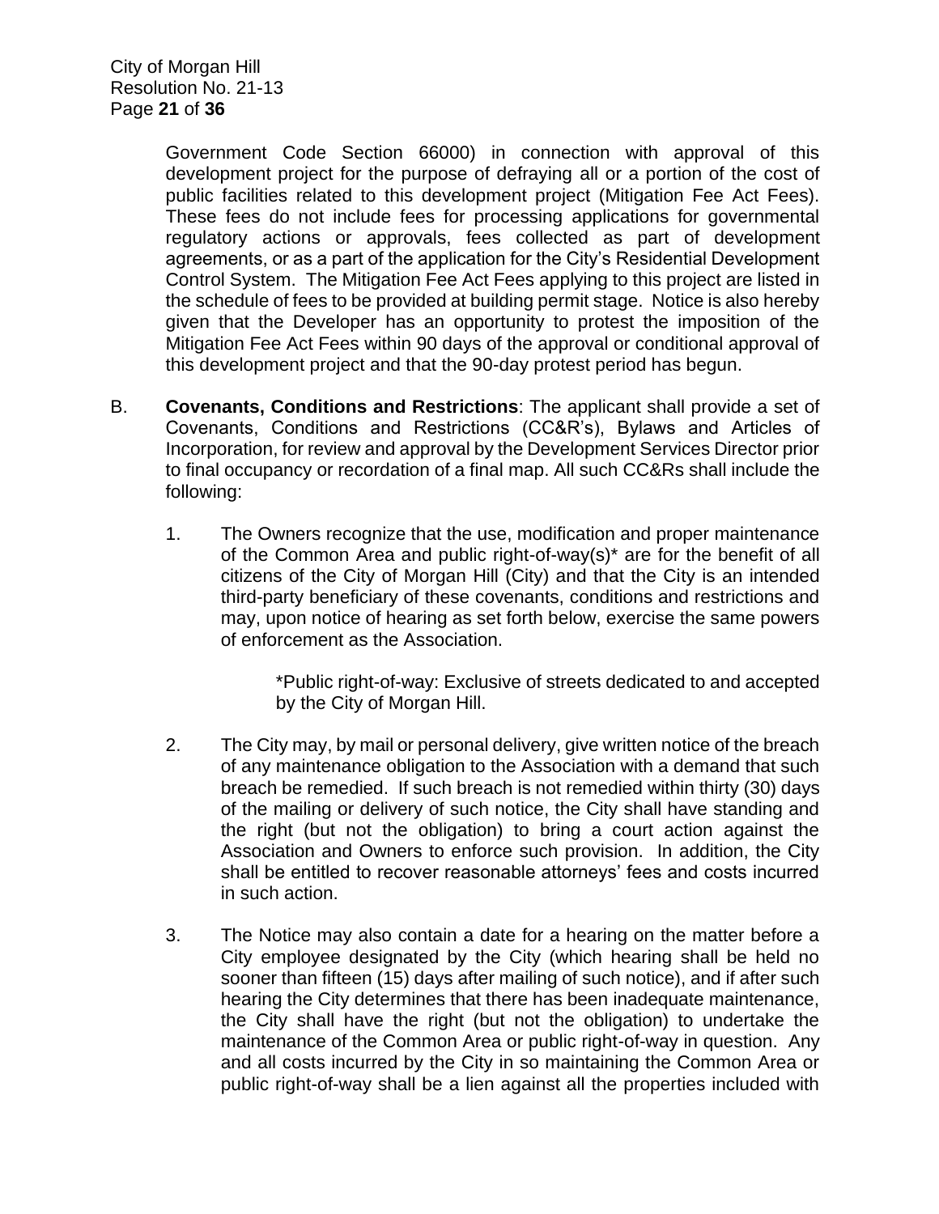Government Code Section 66000) in connection with approval of this development project for the purpose of defraying all or a portion of the cost of public facilities related to this development project (Mitigation Fee Act Fees). These fees do not include fees for processing applications for governmental regulatory actions or approvals, fees collected as part of development agreements, or as a part of the application for the City's Residential Development Control System. The Mitigation Fee Act Fees applying to this project are listed in the schedule of fees to be provided at building permit stage. Notice is also hereby given that the Developer has an opportunity to protest the imposition of the Mitigation Fee Act Fees within 90 days of the approval or conditional approval of this development project and that the 90-day protest period has begun.

B. **Covenants, Conditions and Restrictions**: The applicant shall provide a set of Covenants, Conditions and Restrictions (CC&R's), Bylaws and Articles of Incorporation, for review and approval by the Development Services Director prior to final occupancy or recordation of a final map. All such CC&Rs shall include the following:

1. The Owners recognize that the use, modification and proper maintenance of the Common Area and public right-of-way(s)* are for the benefit of all citizens of the City of Morgan Hill (City) and that the City is an intended third-party beneficiary of these covenants, conditions and restrictions and may, upon notice of hearing as set forth below, exercise the same powers of enforcement as the Association.

   *Public right-of-way: Exclusive of streets dedicated to and accepted by the City of Morgan Hill.

2. The City may, by mail or personal delivery, give written notice of the breach of any maintenance obligation to the Association with a demand that such breach be remedied. If such breach is not remedied within thirty (30) days of the mailing or delivery of such notice, the City shall have standing and the right (but not the obligation) to bring a court action against the Association and Owners to enforce such provision. In addition, the City shall be entitled to recover reasonable attorneys' fees and costs incurred in such action.

3. The Notice may also contain a date for a hearing on the matter before a City employee designated by the City (which hearing shall be held no sooner than fifteen (15) days after mailing of such notice), and if after such hearing the City determines that there has been inadequate maintenance, the City shall have the right (but not the obligation) to undertake the maintenance of the Common Area or public right-of-way in question. Any and all costs incurred by the City in so maintaining the Common Area or public right-of-way shall be a lien against all the properties included with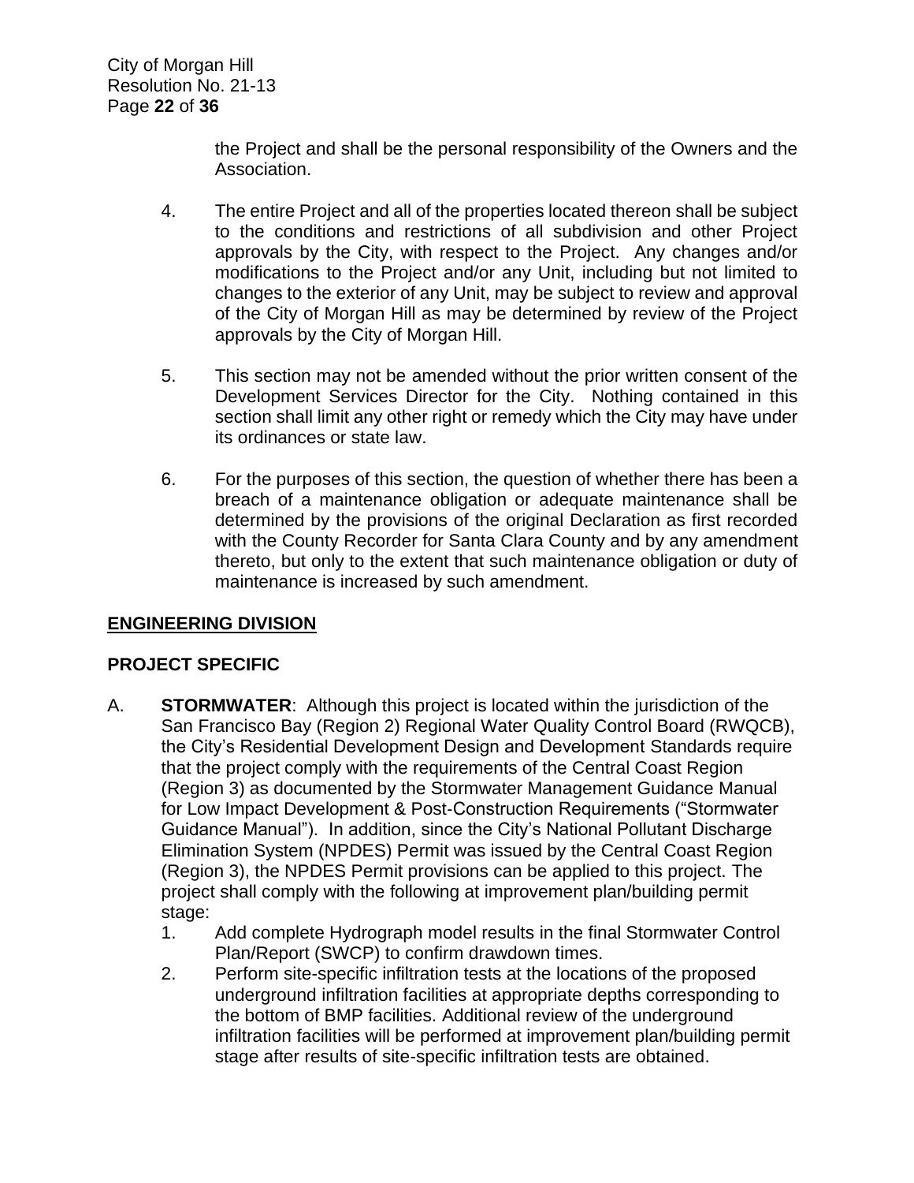the Project and shall be the personal responsibility of the Owners and the Association.

4. The entire Project and all of the properties located thereon shall be subject to the conditions and restrictions of all subdivision and other Project approvals by the City, with respect to the Project. Any changes and/or modifications to the Project and/or any Unit, including but not limited to changes to the exterior of any Unit, may be subject to review and approval of the City of Morgan Hill as may be determined by review of the Project approvals by the City of Morgan Hill.

5. This section may not be amended without the prior written consent of the Development Services Director for the City. Nothing contained in this section shall limit any other right or remedy which the City may have under its ordinances or state law.

6. For the purposes of this section, the question of whether there has been a breach of a maintenance obligation or adequate maintenance shall be determined by the provisions of the original Declaration as first recorded with the County Recorder for Santa Clara County and by any amendment thereto, but only to the extent that such maintenance obligation or duty of maintenance is increased by such amendment.

## ENGINEERING DIVISION

### PROJECT SPECIFIC

A. **STORMWATER**: Although this project is located within the jurisdiction of the San Francisco Bay (Region 2) Regional Water Quality Control Board (RWQCB), the City's Residential Development Design and Development Standards require that the project comply with the requirements of the Central Coast Region (Region 3) as documented by the Stormwater Management Guidance Manual for Low Impact Development & Post-Construction Requirements ("Stormwater Guidance Manual"). In addition, since the City's National Pollutant Discharge Elimination System (NPDES) Permit was issued by the Central Coast Region (Region 3), the NPDES Permit provisions can be applied to this project. The project shall comply with the following at improvement plan/building permit stage:

1. Add complete Hydrograph model results in the final Stormwater Control Plan/Report (SWCP) to confirm drawdown times.
2. Perform site-specific infiltration tests at the locations of the proposed underground infiltration facilities at appropriate depths corresponding to the bottom of BMP facilities. Additional review of the underground infiltration facilities will be performed at improvement plan/building permit stage after results of site-specific infiltration tests are obtained.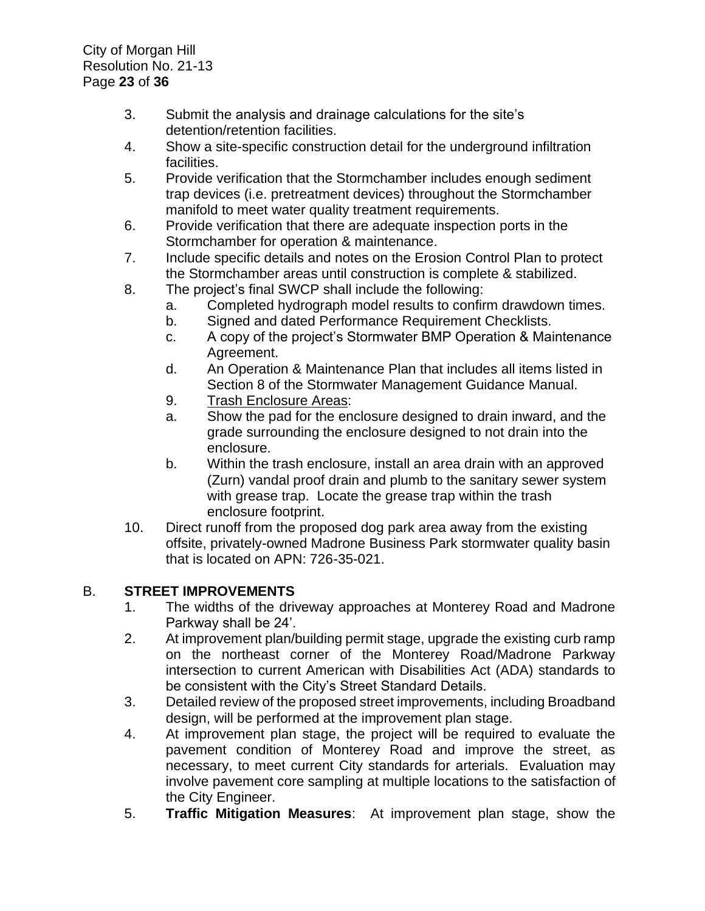3. Submit the analysis and drainage calculations for the site's detention/retention facilities.
4. Show a site-specific construction detail for the underground infiltration facilities.
5. Provide verification that the Stormchamber includes enough sediment trap devices (i.e. pretreatment devices) throughout the Stormchamber manifold to meet water quality treatment requirements.
6. Provide verification that there are adequate inspection ports in the Stormchamber for operation & maintenance.
7. Include specific details and notes on the Erosion Control Plan to protect the Stormchamber areas until construction is complete & stabilized.
8. The project's final SWCP shall include the following:
   a. Completed hydrograph model results to confirm drawdown times.
   b. Signed and dated Performance Requirement Checklists.
   c. A copy of the project's Stormwater BMP Operation & Maintenance Agreement.
   d. An Operation & Maintenance Plan that includes all items listed in Section 8 of the Stormwater Management Guidance Manual.
   9. <u>Trash Enclosure Areas</u>:
   a. Show the pad for the enclosure designed to drain inward, and the grade surrounding the enclosure designed to not drain into the enclosure.
   b. Within the trash enclosure, install an area drain with an approved (Zurn) vandal proof drain and plumb to the sanitary sewer system with grease trap. Locate the grease trap within the trash enclosure footprint.
10. Direct runoff from the proposed dog park area away from the existing offsite, privately-owned Madrone Business Park stormwater quality basin that is located on APN: 726-35-021.

## B. **STREET IMPROVEMENTS**

1. The widths of the driveway approaches at Monterey Road and Madrone Parkway shall be 24'.
2. At improvement plan/building permit stage, upgrade the existing curb ramp on the northeast corner of the Monterey Road/Madrone Parkway intersection to current American with Disabilities Act (ADA) standards to be consistent with the City's Street Standard Details.
3. Detailed review of the proposed street improvements, including Broadband design, will be performed at the improvement plan stage.
4. At improvement plan stage, the project will be required to evaluate the pavement condition of Monterey Road and improve the street, as necessary, to meet current City standards for arterials. Evaluation may involve pavement core sampling at multiple locations to the satisfaction of the City Engineer.
5. **Traffic Mitigation Measures**: At improvement plan stage, show the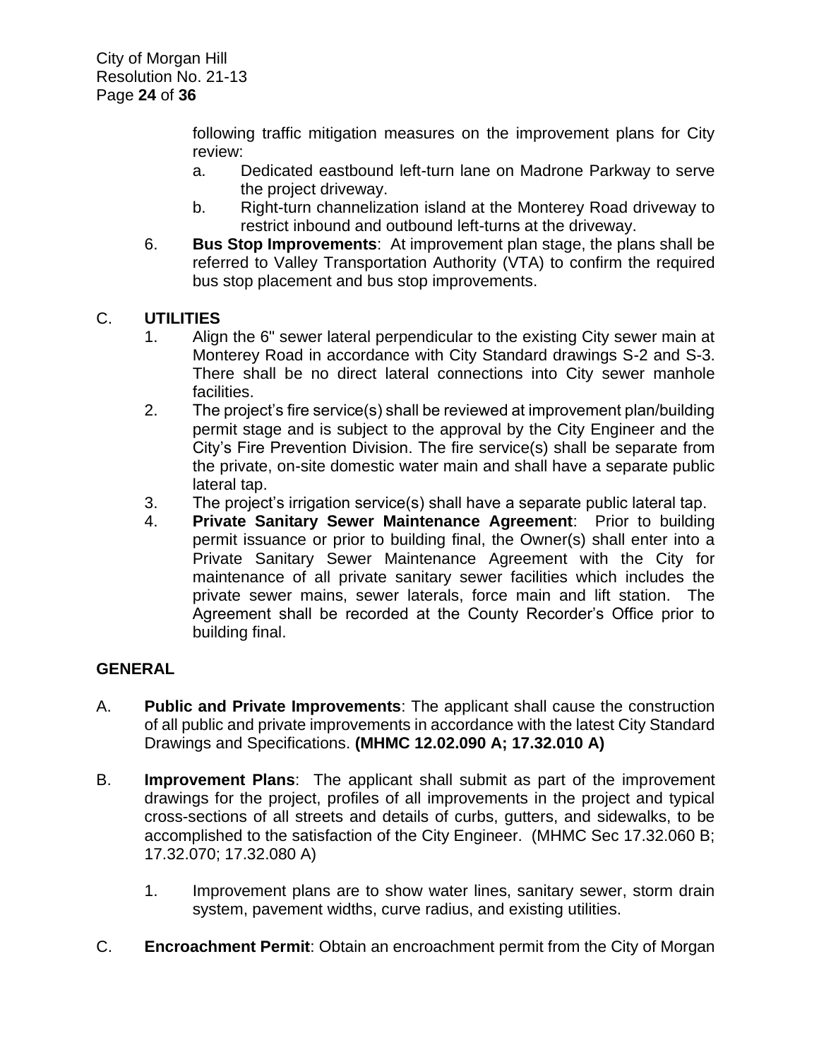following traffic mitigation measures on the improvement plans for City review:

a. Dedicated eastbound left-turn lane on Madrone Parkway to serve the project driveway.

b. Right-turn channelization island at the Monterey Road driveway to restrict inbound and outbound left-turns at the driveway.

6. **Bus Stop Improvements**: At improvement plan stage, the plans shall be referred to Valley Transportation Authority (VTA) to confirm the required bus stop placement and bus stop improvements.

C. **UTILITIES**

1. Align the 6" sewer lateral perpendicular to the existing City sewer main at Monterey Road in accordance with City Standard drawings S-2 and S-3. There shall be no direct lateral connections into City sewer manhole facilities.
2. The project's fire service(s) shall be reviewed at improvement plan/building permit stage and is subject to the approval by the City Engineer and the City's Fire Prevention Division. The fire service(s) shall be separate from the private, on-site domestic water main and shall have a separate public lateral tap.
3. The project's irrigation service(s) shall have a separate public lateral tap.
4. **Private Sanitary Sewer Maintenance Agreement**: Prior to building permit issuance or prior to building final, the Owner(s) shall enter into a Private Sanitary Sewer Maintenance Agreement with the City for maintenance of all private sanitary sewer facilities which includes the private sewer mains, sewer laterals, force main and lift station. The Agreement shall be recorded at the County Recorder's Office prior to building final.

**GENERAL**

A. **Public and Private Improvements**: The applicant shall cause the construction of all public and private improvements in accordance with the latest City Standard Drawings and Specifications. **(MHMC 12.02.090 A; 17.32.010 A)**

B. **Improvement Plans**: The applicant shall submit as part of the improvement drawings for the project, profiles of all improvements in the project and typical cross-sections of all streets and details of curbs, gutters, and sidewalks, to be accomplished to the satisfaction of the City Engineer. (MHMC Sec 17.32.060 B; 17.32.070; 17.32.080 A)

1. Improvement plans are to show water lines, sanitary sewer, storm drain system, pavement widths, curve radius, and existing utilities.

C. **Encroachment Permit**: Obtain an encroachment permit from the City of Morgan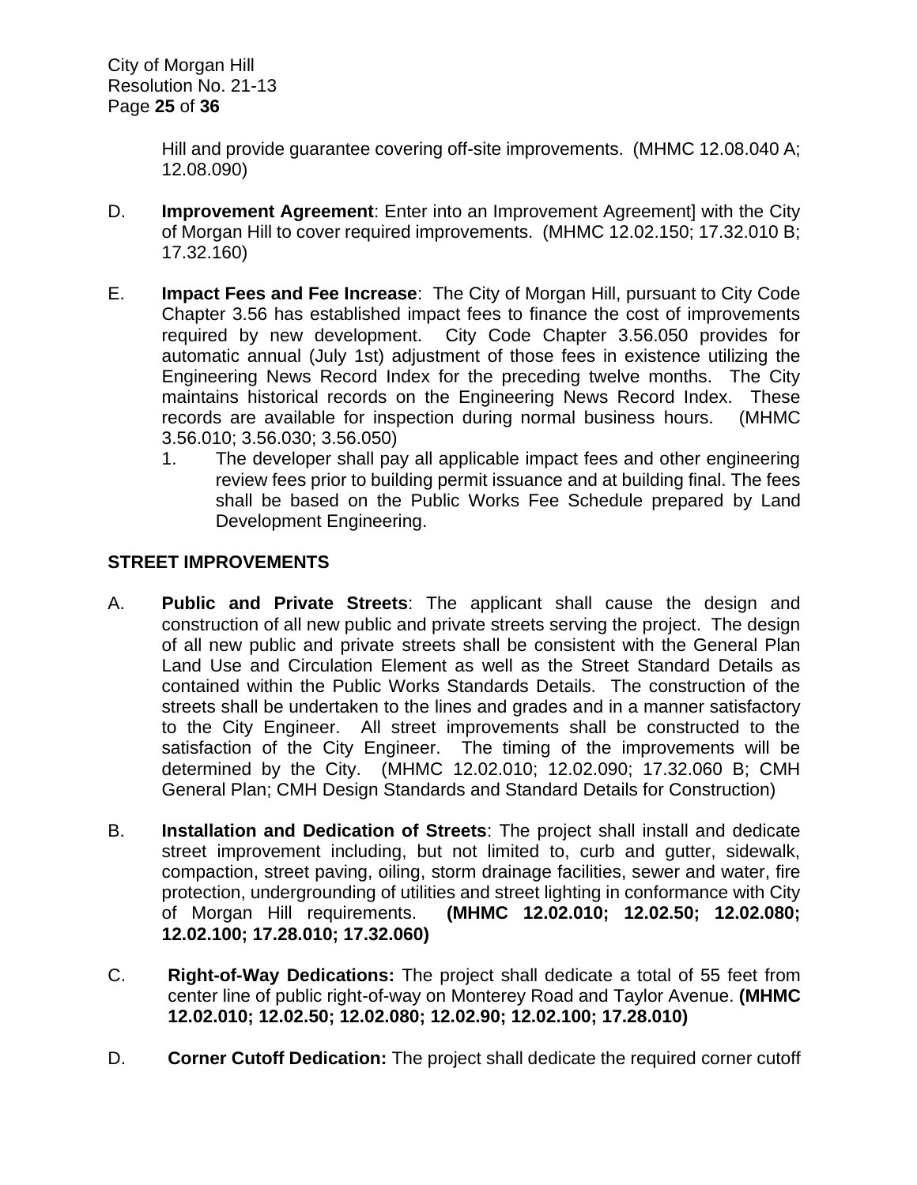Hill and provide guarantee covering off-site improvements. (MHMC 12.08.040 A; 12.08.090)

D. **Improvement Agreement**: Enter into an Improvement Agreement] with the City of Morgan Hill to cover required improvements. (MHMC 12.02.150; 17.32.010 B; 17.32.160)

E. **Impact Fees and Fee Increase**: The City of Morgan Hill, pursuant to City Code Chapter 3.56 has established impact fees to finance the cost of improvements required by new development. City Code Chapter 3.56.050 provides for automatic annual (July 1st) adjustment of those fees in existence utilizing the Engineering News Record Index for the preceding twelve months. The City maintains historical records on the Engineering News Record Index. These records are available for inspection during normal business hours. (MHMC 3.56.010; 3.56.030; 3.56.050)
   1. The developer shall pay all applicable impact fees and other engineering review fees prior to building permit issuance and at building final. The fees shall be based on the Public Works Fee Schedule prepared by Land Development Engineering.

**STREET IMPROVEMENTS**

A. **Public and Private Streets**: The applicant shall cause the design and construction of all new public and private streets serving the project. The design of all new public and private streets shall be consistent with the General Plan Land Use and Circulation Element as well as the Street Standard Details as contained within the Public Works Standards Details. The construction of the streets shall be undertaken to the lines and grades and in a manner satisfactory to the City Engineer. All street improvements shall be constructed to the satisfaction of the City Engineer. The timing of the improvements will be determined by the City. (MHMC 12.02.010; 12.02.090; 17.32.060 B; CMH General Plan; CMH Design Standards and Standard Details for Construction)

B. **Installation and Dedication of Streets**: The project shall install and dedicate street improvement including, but not limited to, curb and gutter, sidewalk, compaction, street paving, oiling, storm drainage facilities, sewer and water, fire protection, undergrounding of utilities and street lighting in conformance with City of Morgan Hill requirements. **(MHMC 12.02.010; 12.02.50; 12.02.080; 12.02.100; 17.28.010; 17.32.060)**

C. **Right-of-Way Dedications:** The project shall dedicate a total of 55 feet from center line of public right-of-way on Monterey Road and Taylor Avenue. **(MHMC 12.02.010; 12.02.50; 12.02.080; 12.02.90; 12.02.100; 17.28.010)**

D. **Corner Cutoff Dedication:** The project shall dedicate the required corner cutoff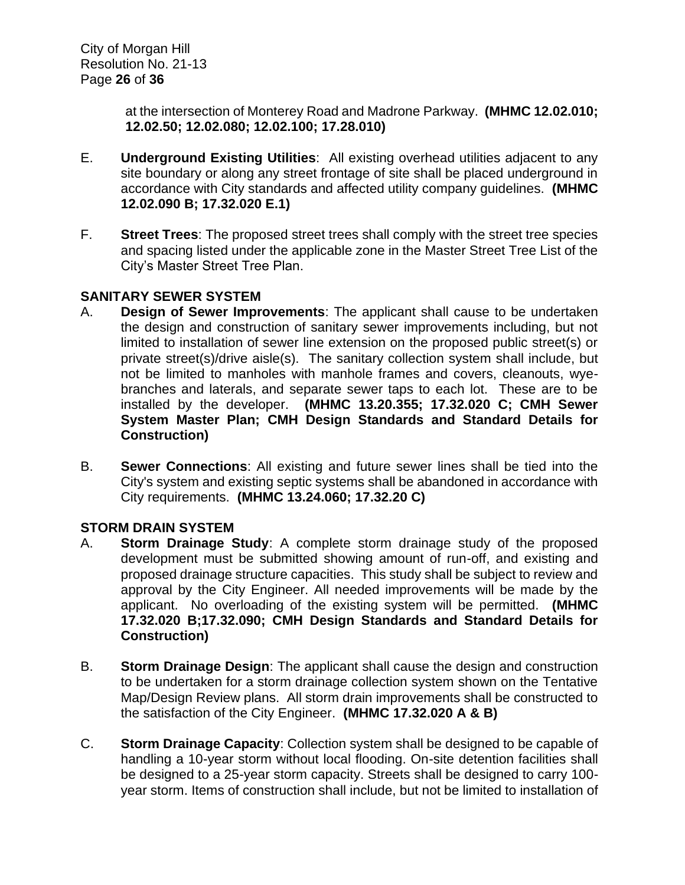at the intersection of Monterey Road and Madrone Parkway. **(MHMC 12.02.010; 12.02.50; 12.02.080; 12.02.100; 17.28.010)**

E. **Underground Existing Utilities**: All existing overhead utilities adjacent to any site boundary or along any street frontage of site shall be placed underground in accordance with City standards and affected utility company guidelines. **(MHMC 12.02.090 B; 17.32.020 E.1)**

F. **Street Trees**: The proposed street trees shall comply with the street tree species and spacing listed under the applicable zone in the Master Street Tree List of the City's Master Street Tree Plan.

**SANITARY SEWER SYSTEM**

A. **Design of Sewer Improvements**: The applicant shall cause to be undertaken the design and construction of sanitary sewer improvements including, but not limited to installation of sewer line extension on the proposed public street(s) or private street(s)/drive aisle(s). The sanitary collection system shall include, but not be limited to manholes with manhole frames and covers, cleanouts, wye-branches and laterals, and separate sewer taps to each lot. These are to be installed by the developer. **(MHMC 13.20.355; 17.32.020 C; CMH Sewer System Master Plan; CMH Design Standards and Standard Details for Construction)**

B. **Sewer Connections**: All existing and future sewer lines shall be tied into the City's system and existing septic systems shall be abandoned in accordance with City requirements. **(MHMC 13.24.060; 17.32.20 C)**

**STORM DRAIN SYSTEM**

A. **Storm Drainage Study**: A complete storm drainage study of the proposed development must be submitted showing amount of run-off, and existing and proposed drainage structure capacities. This study shall be subject to review and approval by the City Engineer. All needed improvements will be made by the applicant. No overloading of the existing system will be permitted. **(MHMC 17.32.020 B;17.32.090; CMH Design Standards and Standard Details for Construction)**

B. **Storm Drainage Design**: The applicant shall cause the design and construction to be undertaken for a storm drainage collection system shown on the Tentative Map/Design Review plans. All storm drain improvements shall be constructed to the satisfaction of the City Engineer. **(MHMC 17.32.020 A & B)**

C. **Storm Drainage Capacity**: Collection system shall be designed to be capable of handling a 10-year storm without local flooding. On-site detention facilities shall be designed to a 25-year storm capacity. Streets shall be designed to carry 100-year storm. Items of construction shall include, but not be limited to installation of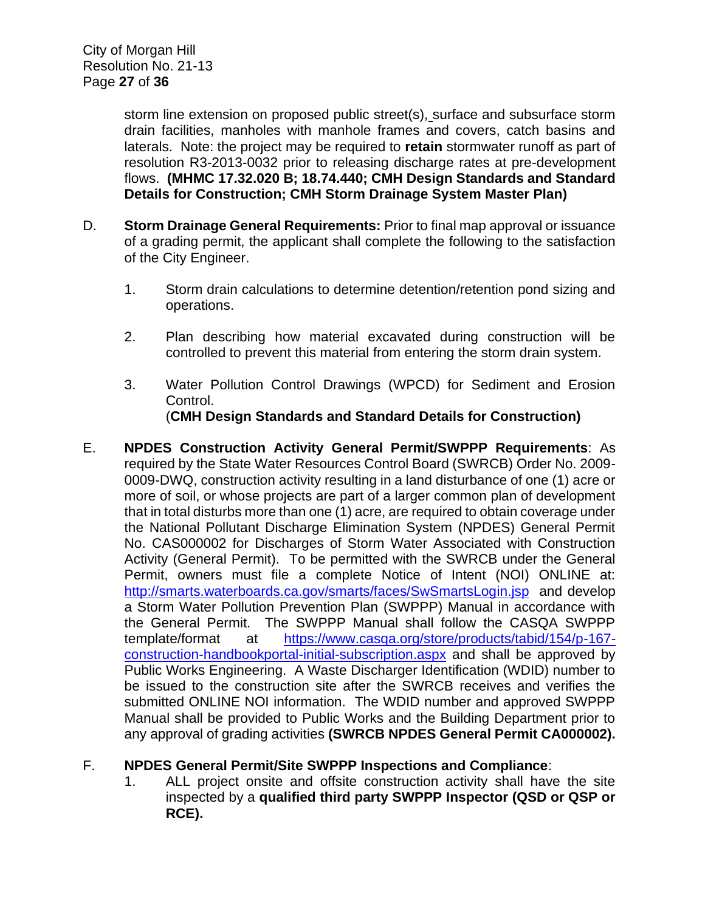storm line extension on proposed public street(s), surface and subsurface storm drain facilities, manholes with manhole frames and covers, catch basins and laterals. Note: the project may be required to **retain** stormwater runoff as part of resolution R3-2013-0032 prior to releasing discharge rates at pre-development flows. **(MHMC 17.32.020 B; 18.74.440; CMH Design Standards and Standard Details for Construction; CMH Storm Drainage System Master Plan)**

D. **Storm Drainage General Requirements:** Prior to final map approval or issuance of a grading permit, the applicant shall complete the following to the satisfaction of the City Engineer.

1. Storm drain calculations to determine detention/retention pond sizing and operations.

2. Plan describing how material excavated during construction will be controlled to prevent this material from entering the storm drain system.

3. Water Pollution Control Drawings (WPCD) for Sediment and Erosion Control.
(**CMH Design Standards and Standard Details for Construction)**

E. **NPDES Construction Activity General Permit/SWPPP Requirements**: As required by the State Water Resources Control Board (SWRCB) Order No. 2009-0009-DWQ, construction activity resulting in a land disturbance of one (1) acre or more of soil, or whose projects are part of a larger common plan of development that in total disturbs more than one (1) acre, are required to obtain coverage under the National Pollutant Discharge Elimination System (NPDES) General Permit No. CAS000002 for Discharges of Storm Water Associated with Construction Activity (General Permit). To be permitted with the SWRCB under the General Permit, owners must file a complete Notice of Intent (NOI) ONLINE at: http://smarts.waterboards.ca.gov/smarts/faces/SwSmartsLogin.jsp and develop a Storm Water Pollution Prevention Plan (SWPPP) Manual in accordance with the General Permit. The SWPPP Manual shall follow the CASQA SWPPP template/format at https://www.casqa.org/store/products/tabid/154/p-167-construction-handbookportal-initial-subscription.aspx and shall be approved by Public Works Engineering. A Waste Discharger Identification (WDID) number to be issued to the construction site after the SWRCB receives and verifies the submitted ONLINE NOI information. The WDID number and approved SWPPP Manual shall be provided to Public Works and the Building Department prior to any approval of grading activities **(SWRCB NPDES General Permit CA000002).**

F. **NPDES General Permit/Site SWPPP Inspections and Compliance**:

1. ALL project onsite and offsite construction activity shall have the site inspected by a **qualified third party SWPPP Inspector (QSD or QSP or RCE).**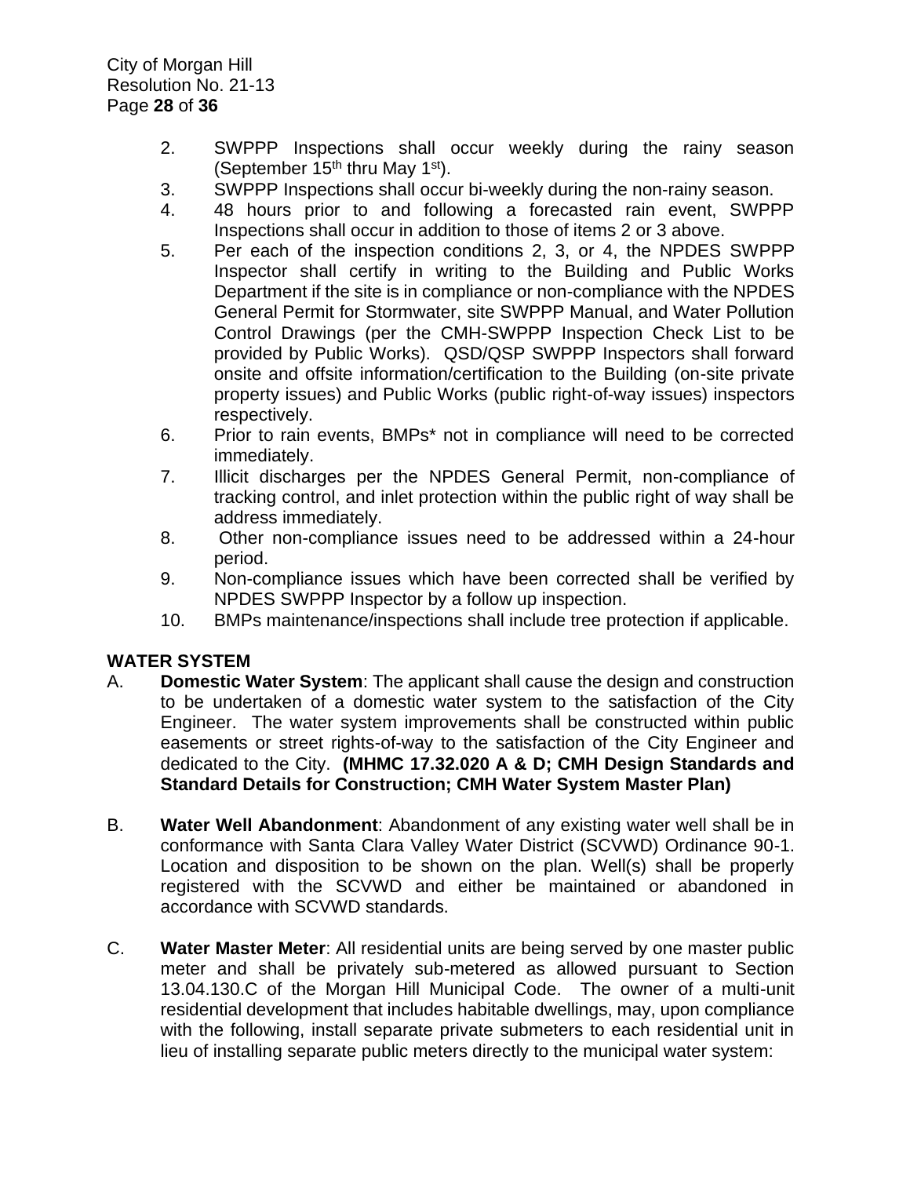2. SWPPP Inspections shall occur weekly during the rainy season (September 15th thru May 1st).
3. SWPPP Inspections shall occur bi-weekly during the non-rainy season.
4. 48 hours prior to and following a forecasted rain event, SWPPP Inspections shall occur in addition to those of items 2 or 3 above.
5. Per each of the inspection conditions 2, 3, or 4, the NPDES SWPPP Inspector shall certify in writing to the Building and Public Works Department if the site is in compliance or non-compliance with the NPDES General Permit for Stormwater, site SWPPP Manual, and Water Pollution Control Drawings (per the CMH-SWPPP Inspection Check List to be provided by Public Works). QSD/QSP SWPPP Inspectors shall forward onsite and offsite information/certification to the Building (on-site private property issues) and Public Works (public right-of-way issues) inspectors respectively.
6. Prior to rain events, BMPs* not in compliance will need to be corrected immediately.
7. Illicit discharges per the NPDES General Permit, non-compliance of tracking control, and inlet protection within the public right of way shall be address immediately.
8. Other non-compliance issues need to be addressed within a 24-hour period.
9. Non-compliance issues which have been corrected shall be verified by NPDES SWPPP Inspector by a follow up inspection.
10. BMPs maintenance/inspections shall include tree protection if applicable.

**WATER SYSTEM**

A. **Domestic Water System**: The applicant shall cause the design and construction to be undertaken of a domestic water system to the satisfaction of the City Engineer. The water system improvements shall be constructed within public easements or street rights-of-way to the satisfaction of the City Engineer and dedicated to the City. **(MHMC 17.32.020 A & D; CMH Design Standards and Standard Details for Construction; CMH Water System Master Plan)**

B. **Water Well Abandonment**: Abandonment of any existing water well shall be in conformance with Santa Clara Valley Water District (SCVWD) Ordinance 90-1. Location and disposition to be shown on the plan. Well(s) shall be properly registered with the SCVWD and either be maintained or abandoned in accordance with SCVWD standards.

C. **Water Master Meter**: All residential units are being served by one master public meter and shall be privately sub-metered as allowed pursuant to Section 13.04.130.C of the Morgan Hill Municipal Code. The owner of a multi-unit residential development that includes habitable dwellings, may, upon compliance with the following, install separate private submeters to each residential unit in lieu of installing separate public meters directly to the municipal water system: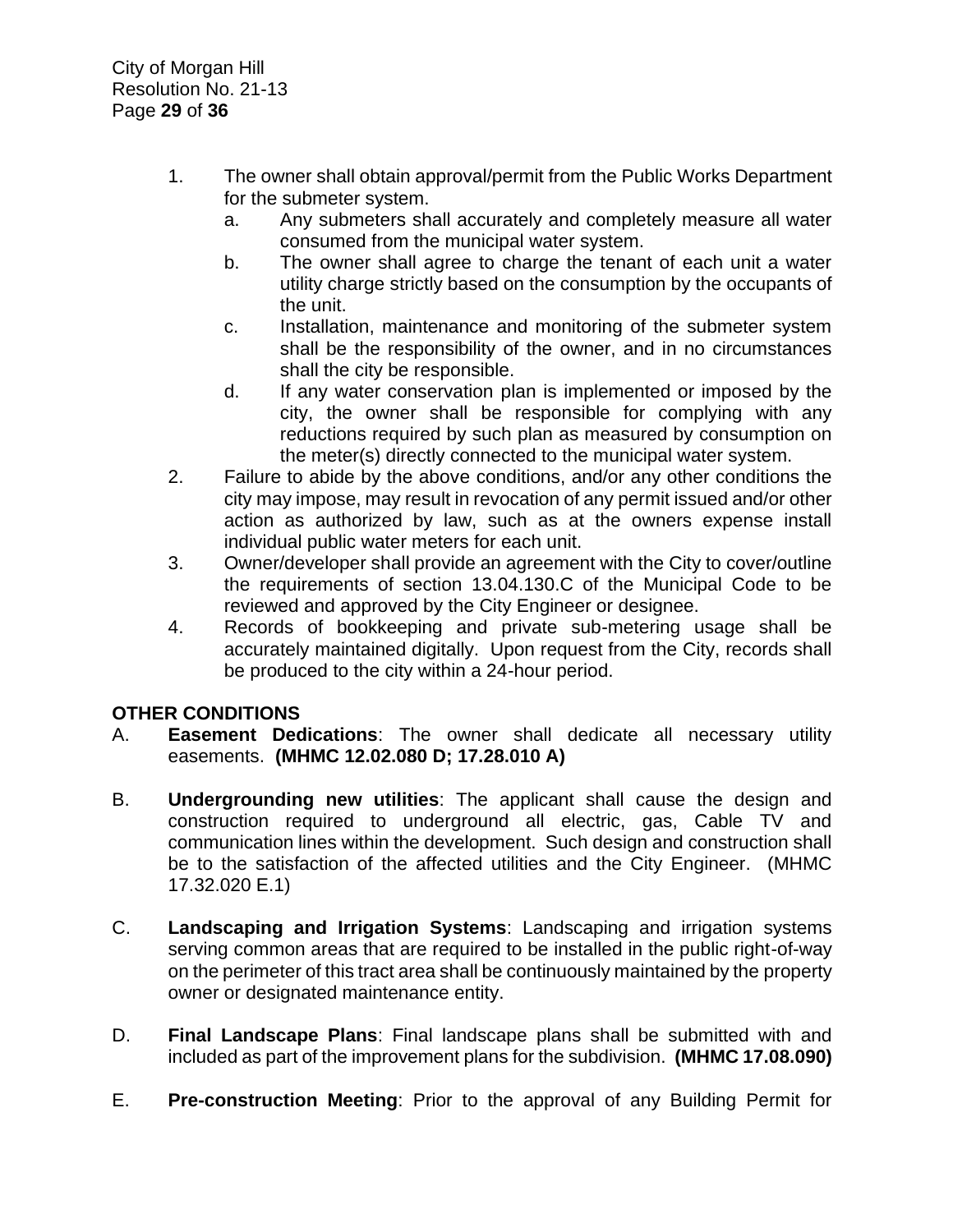1. The owner shall obtain approval/permit from the Public Works Department for the submeter system.
   a. Any submeters shall accurately and completely measure all water consumed from the municipal water system.
   b. The owner shall agree to charge the tenant of each unit a water utility charge strictly based on the consumption by the occupants of the unit.
   c. Installation, maintenance and monitoring of the submeter system shall be the responsibility of the owner, and in no circumstances shall the city be responsible.
   d. If any water conservation plan is implemented or imposed by the city, the owner shall be responsible for complying with any reductions required by such plan as measured by consumption on the meter(s) directly connected to the municipal water system.
2. Failure to abide by the above conditions, and/or any other conditions the city may impose, may result in revocation of any permit issued and/or other action as authorized by law, such as at the owners expense install individual public water meters for each unit.
3. Owner/developer shall provide an agreement with the City to cover/outline the requirements of section 13.04.130.C of the Municipal Code to be reviewed and approved by the City Engineer or designee.
4. Records of bookkeeping and private sub-metering usage shall be accurately maintained digitally. Upon request from the City, records shall be produced to the city within a 24-hour period.

**OTHER CONDITIONS**

A. **Easement Dedications**: The owner shall dedicate all necessary utility easements. **(MHMC 12.02.080 D; 17.28.010 A)**

B. **Undergrounding new utilities**: The applicant shall cause the design and construction required to underground all electric, gas, Cable TV and communication lines within the development. Such design and construction shall be to the satisfaction of the affected utilities and the City Engineer. (MHMC 17.32.020 E.1)

C. **Landscaping and Irrigation Systems**: Landscaping and irrigation systems serving common areas that are required to be installed in the public right-of-way on the perimeter of this tract area shall be continuously maintained by the property owner or designated maintenance entity.

D. **Final Landscape Plans**: Final landscape plans shall be submitted with and included as part of the improvement plans for the subdivision. **(MHMC 17.08.090)**

E. **Pre-construction Meeting**: Prior to the approval of any Building Permit for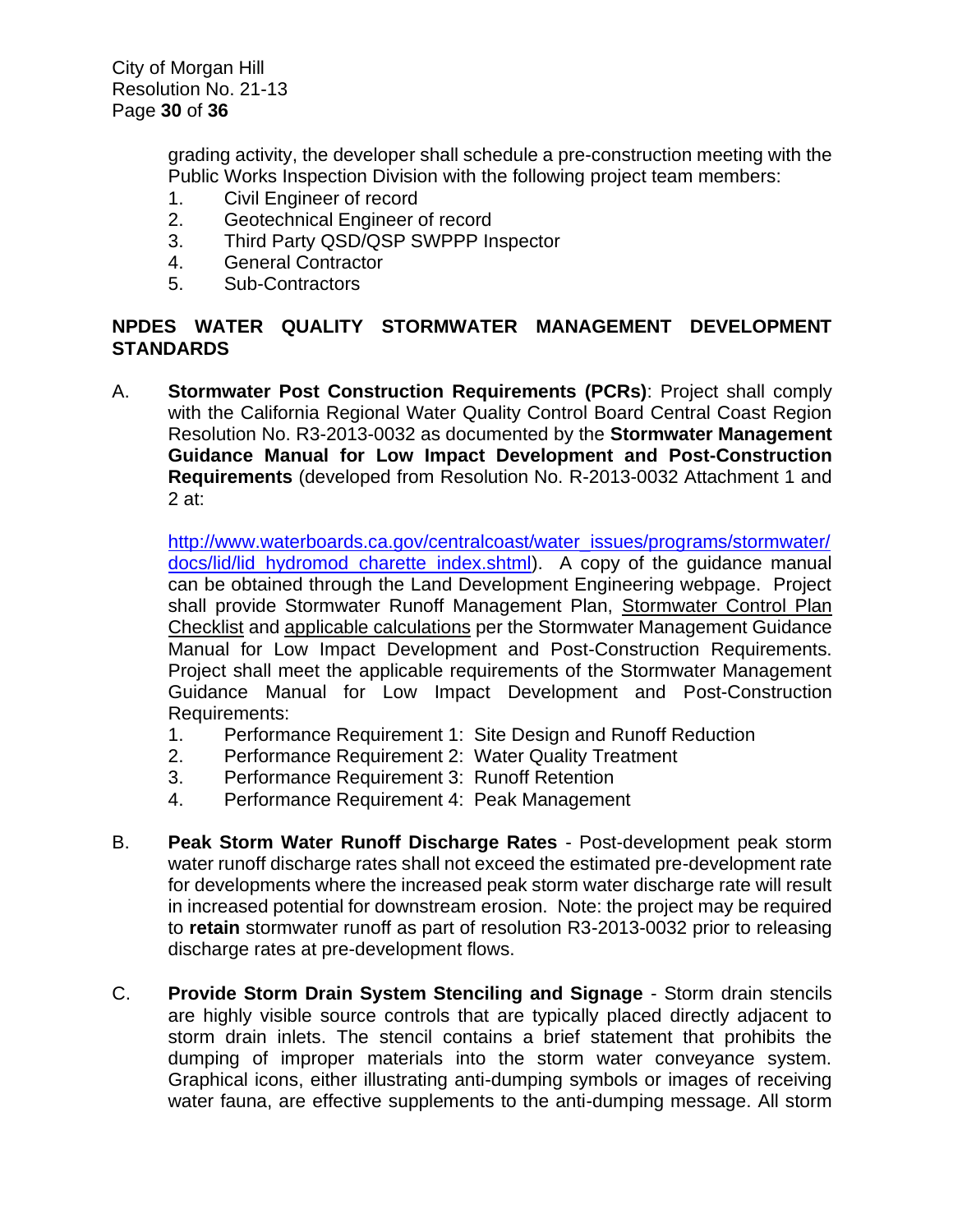grading activity, the developer shall schedule a pre-construction meeting with the Public Works Inspection Division with the following project team members:

1. Civil Engineer of record
2. Geotechnical Engineer of record
3. Third Party QSD/QSP SWPPP Inspector
4. General Contractor
5. Sub-Contractors

**NPDES WATER QUALITY STORMWATER MANAGEMENT DEVELOPMENT STANDARDS**

A. **Stormwater Post Construction Requirements (PCRs)**: Project shall comply with the California Regional Water Quality Control Board Central Coast Region Resolution No. R3-2013-0032 as documented by the **Stormwater Management Guidance Manual for Low Impact Development and Post-Construction Requirements** (developed from Resolution No. R-2013-0032 Attachment 1 and 2 at:

   [http://www.waterboards.ca.gov/centralcoast/water_issues/programs/stormwater/docs/lid/lid_hydromod_charette_index.shtml](http://www.waterboards.ca.gov/centralcoast/water_issues/programs/stormwater/docs/lid/lid_hydromod_charette_index.shtml)). A copy of the guidance manual can be obtained through the Land Development Engineering webpage. Project shall provide Stormwater Runoff Management Plan, Stormwater Control Plan Checklist and applicable calculations per the Stormwater Management Guidance Manual for Low Impact Development and Post-Construction Requirements. Project shall meet the applicable requirements of the Stormwater Management Guidance Manual for Low Impact Development and Post-Construction Requirements:

   1. Performance Requirement 1: Site Design and Runoff Reduction
   2. Performance Requirement 2: Water Quality Treatment
   3. Performance Requirement 3: Runoff Retention
   4. Performance Requirement 4: Peak Management

B. **Peak Storm Water Runoff Discharge Rates** - Post-development peak storm water runoff discharge rates shall not exceed the estimated pre-development rate for developments where the increased peak storm water discharge rate will result in increased potential for downstream erosion. Note: the project may be required to **retain** stormwater runoff as part of resolution R3-2013-0032 prior to releasing discharge rates at pre-development flows.

C. **Provide Storm Drain System Stenciling and Signage** - Storm drain stencils are highly visible source controls that are typically placed directly adjacent to storm drain inlets. The stencil contains a brief statement that prohibits the dumping of improper materials into the storm water conveyance system. Graphical icons, either illustrating anti-dumping symbols or images of receiving water fauna, are effective supplements to the anti-dumping message. All storm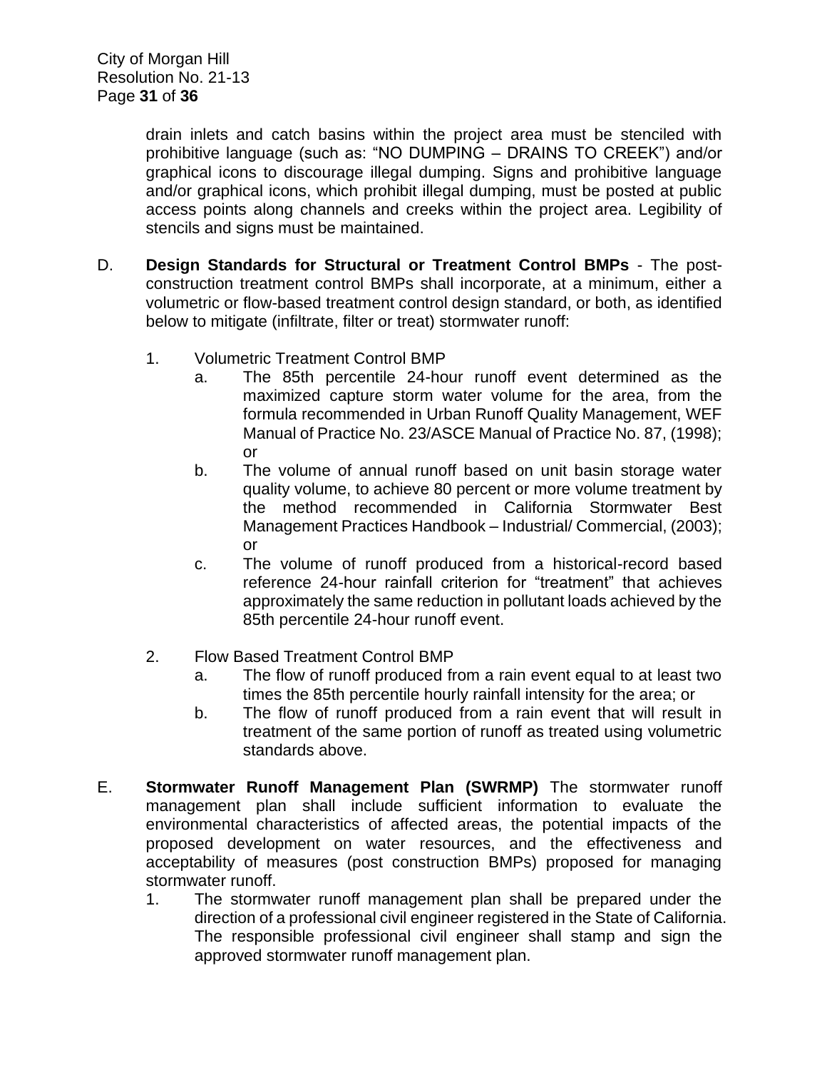drain inlets and catch basins within the project area must be stenciled with prohibitive language (such as: "NO DUMPING – DRAINS TO CREEK") and/or graphical icons to discourage illegal dumping. Signs and prohibitive language and/or graphical icons, which prohibit illegal dumping, must be posted at public access points along channels and creeks within the project area. Legibility of stencils and signs must be maintained.

D. **Design Standards for Structural or Treatment Control BMPs** - The post-construction treatment control BMPs shall incorporate, at a minimum, either a volumetric or flow-based treatment control design standard, or both, as identified below to mitigate (infiltrate, filter or treat) stormwater runoff:

   1. Volumetric Treatment Control BMP
      a. The 85th percentile 24-hour runoff event determined as the maximized capture storm water volume for the area, from the formula recommended in Urban Runoff Quality Management, WEF Manual of Practice No. 23/ASCE Manual of Practice No. 87, (1998); or
      b. The volume of annual runoff based on unit basin storage water quality volume, to achieve 80 percent or more volume treatment by the method recommended in California Stormwater Best Management Practices Handbook – Industrial/ Commercial, (2003); or
      c. The volume of runoff produced from a historical-record based reference 24-hour rainfall criterion for "treatment" that achieves approximately the same reduction in pollutant loads achieved by the 85th percentile 24-hour runoff event.

   2. Flow Based Treatment Control BMP
      a. The flow of runoff produced from a rain event equal to at least two times the 85th percentile hourly rainfall intensity for the area; or
      b. The flow of runoff produced from a rain event that will result in treatment of the same portion of runoff as treated using volumetric standards above.

E. **Stormwater Runoff Management Plan (SWRMP)** The stormwater runoff management plan shall include sufficient information to evaluate the environmental characteristics of affected areas, the potential impacts of the proposed development on water resources, and the effectiveness and acceptability of measures (post construction BMPs) proposed for managing stormwater runoff.
   1. The stormwater runoff management plan shall be prepared under the direction of a professional civil engineer registered in the State of California. The responsible professional civil engineer shall stamp and sign the approved stormwater runoff management plan.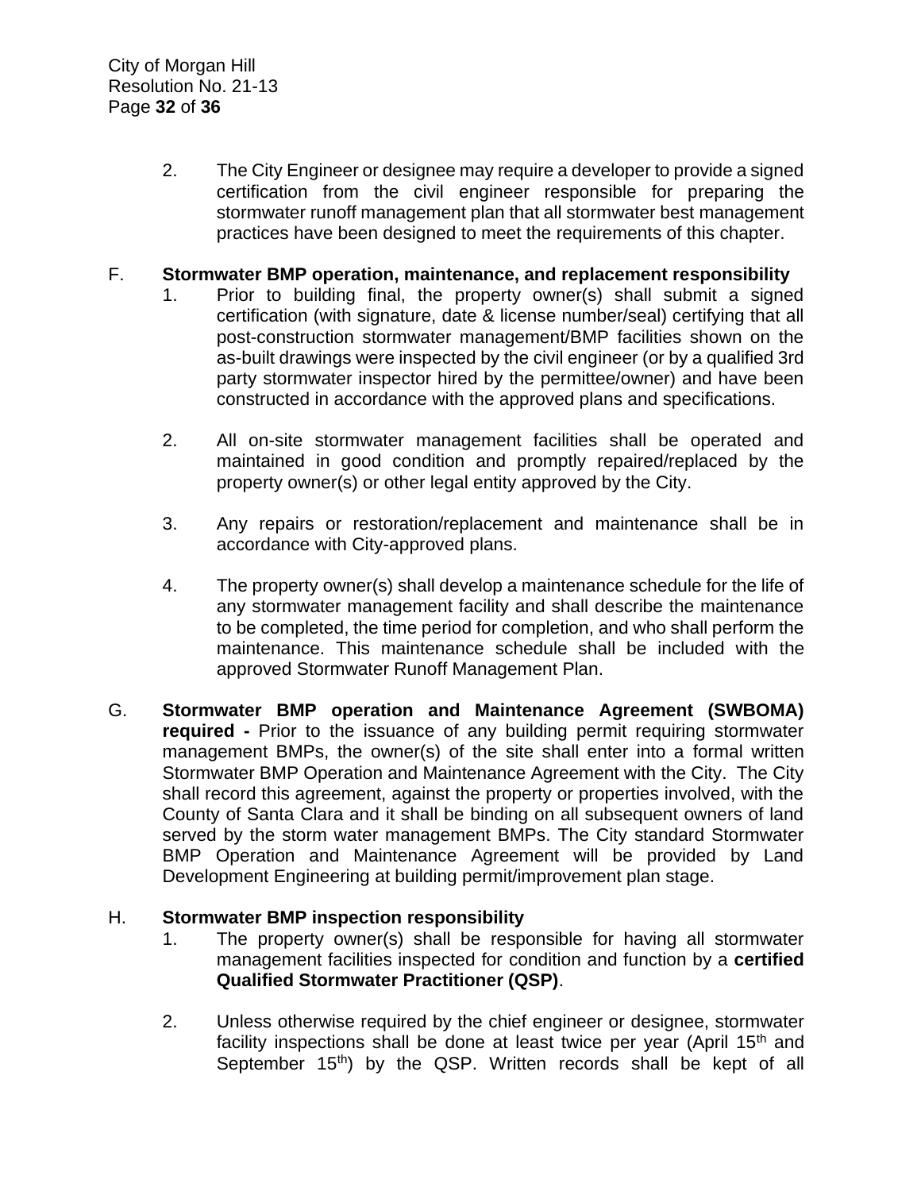2. The City Engineer or designee may require a developer to provide a signed certification from the civil engineer responsible for preparing the stormwater runoff management plan that all stormwater best management practices have been designed to meet the requirements of this chapter.

F. **Stormwater BMP operation, maintenance, and replacement responsibility**

1. Prior to building final, the property owner(s) shall submit a signed certification (with signature, date & license number/seal) certifying that all post-construction stormwater management/BMP facilities shown on the as-built drawings were inspected by the civil engineer (or by a qualified 3rd party stormwater inspector hired by the permittee/owner) and have been constructed in accordance with the approved plans and specifications.

2. All on-site stormwater management facilities shall be operated and maintained in good condition and promptly repaired/replaced by the property owner(s) or other legal entity approved by the City.

3. Any repairs or restoration/replacement and maintenance shall be in accordance with City-approved plans.

4. The property owner(s) shall develop a maintenance schedule for the life of any stormwater management facility and shall describe the maintenance to be completed, the time period for completion, and who shall perform the maintenance. This maintenance schedule shall be included with the approved Stormwater Runoff Management Plan.

G. **Stormwater BMP operation and Maintenance Agreement (SWBOMA) required -** Prior to the issuance of any building permit requiring stormwater management BMPs, the owner(s) of the site shall enter into a formal written Stormwater BMP Operation and Maintenance Agreement with the City. The City shall record this agreement, against the property or properties involved, with the County of Santa Clara and it shall be binding on all subsequent owners of land served by the storm water management BMPs. The City standard Stormwater BMP Operation and Maintenance Agreement will be provided by Land Development Engineering at building permit/improvement plan stage.

H. **Stormwater BMP inspection responsibility**

1. The property owner(s) shall be responsible for having all stormwater management facilities inspected for condition and function by a **certified Qualified Stormwater Practitioner (QSP)**.

2. Unless otherwise required by the chief engineer or designee, stormwater facility inspections shall be done at least twice per year (April 15th and September 15th) by the QSP. Written records shall be kept of all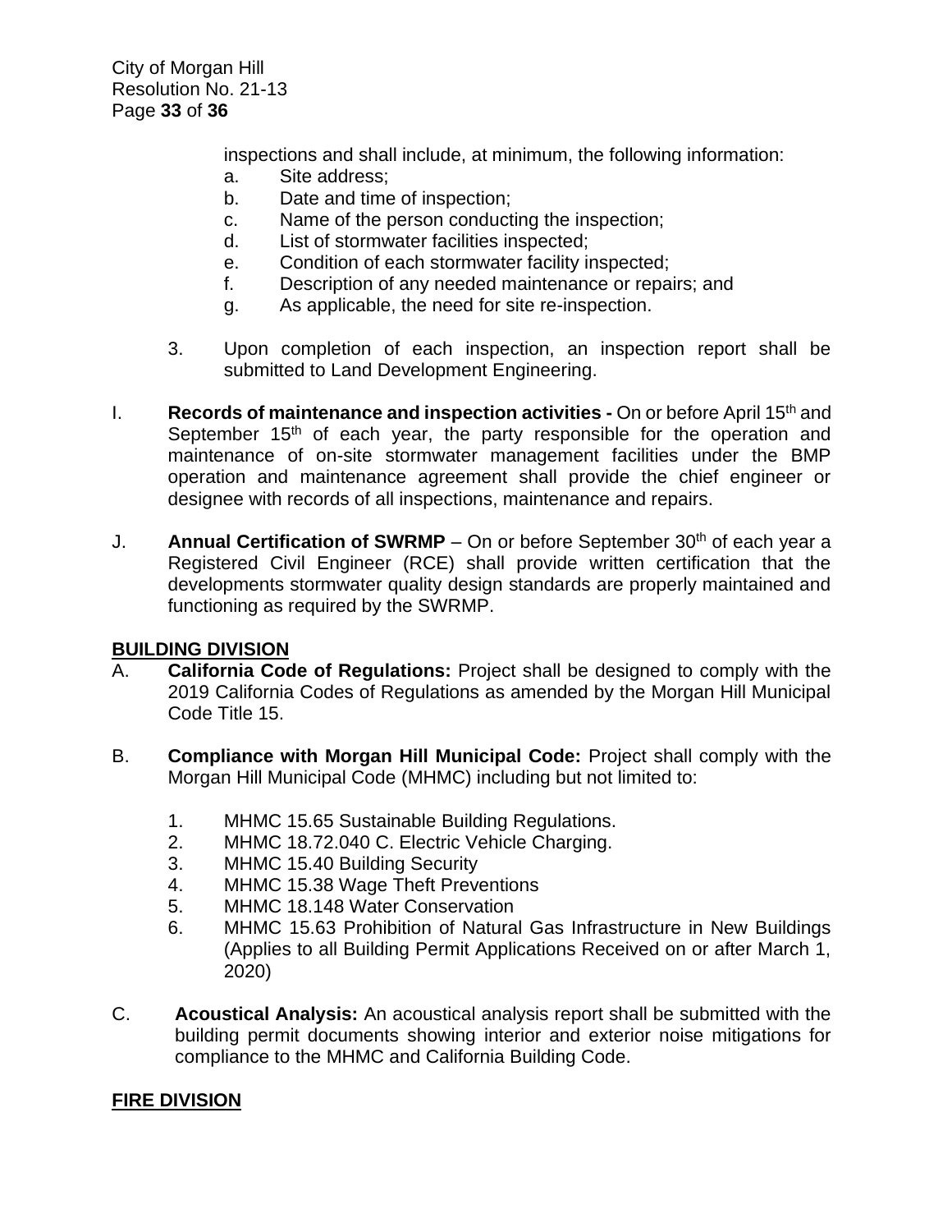inspections and shall include, at minimum, the following information:

a. Site address;
b. Date and time of inspection;
c. Name of the person conducting the inspection;
d. List of stormwater facilities inspected;
e. Condition of each stormwater facility inspected;
f. Description of any needed maintenance or repairs; and
g. As applicable, the need for site re-inspection.

3. Upon completion of each inspection, an inspection report shall be submitted to Land Development Engineering.

I. **Records of maintenance and inspection activities -** On or before April 15th and September 15th of each year, the party responsible for the operation and maintenance of on-site stormwater management facilities under the BMP operation and maintenance agreement shall provide the chief engineer or designee with records of all inspections, maintenance and repairs.

J. **Annual Certification of SWRMP** – On or before September 30th of each year a Registered Civil Engineer (RCE) shall provide written certification that the developments stormwater quality design standards are properly maintained and functioning as required by the SWRMP.

**BUILDING DIVISION**

A. **California Code of Regulations:** Project shall be designed to comply with the 2019 California Codes of Regulations as amended by the Morgan Hill Municipal Code Title 15.

B. **Compliance with Morgan Hill Municipal Code:** Project shall comply with the Morgan Hill Municipal Code (MHMC) including but not limited to:

1. MHMC 15.65 Sustainable Building Regulations.
2. MHMC 18.72.040 C. Electric Vehicle Charging.
3. MHMC 15.40 Building Security
4. MHMC 15.38 Wage Theft Preventions
5. MHMC 18.148 Water Conservation
6. MHMC 15.63 Prohibition of Natural Gas Infrastructure in New Buildings (Applies to all Building Permit Applications Received on or after March 1, 2020)

C. **Acoustical Analysis:** An acoustical analysis report shall be submitted with the building permit documents showing interior and exterior noise mitigations for compliance to the MHMC and California Building Code.

**FIRE DIVISION**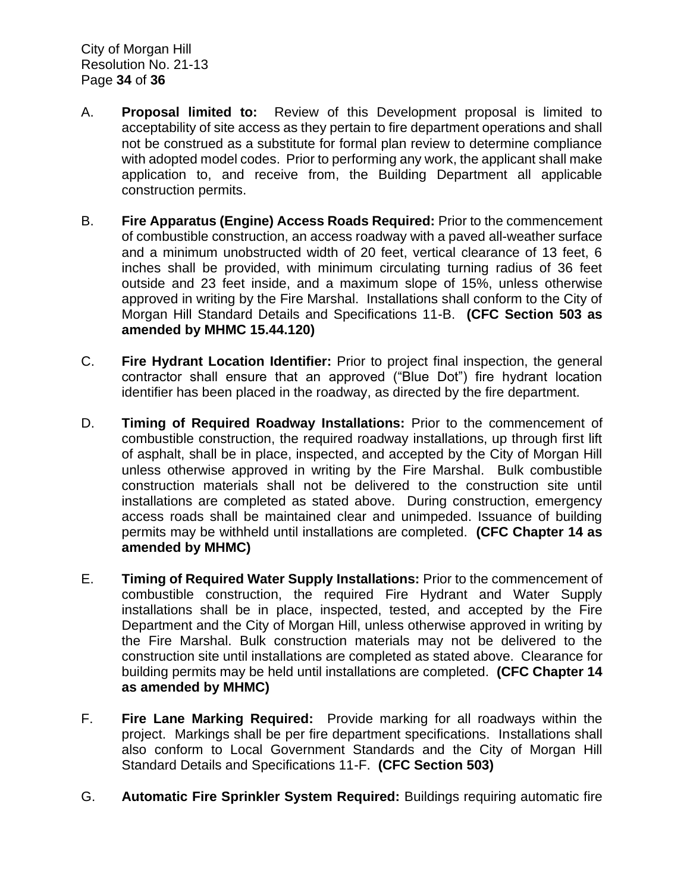A. **Proposal limited to:** Review of this Development proposal is limited to acceptability of site access as they pertain to fire department operations and shall not be construed as a substitute for formal plan review to determine compliance with adopted model codes. Prior to performing any work, the applicant shall make application to, and receive from, the Building Department all applicable construction permits.

B. **Fire Apparatus (Engine) Access Roads Required:** Prior to the commencement of combustible construction, an access roadway with a paved all-weather surface and a minimum unobstructed width of 20 feet, vertical clearance of 13 feet, 6 inches shall be provided, with minimum circulating turning radius of 36 feet outside and 23 feet inside, and a maximum slope of 15%, unless otherwise approved in writing by the Fire Marshal. Installations shall conform to the City of Morgan Hill Standard Details and Specifications 11-B. **(CFC Section 503 as amended by MHMC 15.44.120)**

C. **Fire Hydrant Location Identifier:** Prior to project final inspection, the general contractor shall ensure that an approved ("Blue Dot") fire hydrant location identifier has been placed in the roadway, as directed by the fire department.

D. **Timing of Required Roadway Installations:** Prior to the commencement of combustible construction, the required roadway installations, up through first lift of asphalt, shall be in place, inspected, and accepted by the City of Morgan Hill unless otherwise approved in writing by the Fire Marshal. Bulk combustible construction materials shall not be delivered to the construction site until installations are completed as stated above. During construction, emergency access roads shall be maintained clear and unimpeded. Issuance of building permits may be withheld until installations are completed. **(CFC Chapter 14 as amended by MHMC)**

E. **Timing of Required Water Supply Installations:** Prior to the commencement of combustible construction, the required Fire Hydrant and Water Supply installations shall be in place, inspected, tested, and accepted by the Fire Department and the City of Morgan Hill, unless otherwise approved in writing by the Fire Marshal. Bulk construction materials may not be delivered to the construction site until installations are completed as stated above. Clearance for building permits may be held until installations are completed. **(CFC Chapter 14 as amended by MHMC)**

F. **Fire Lane Marking Required:** Provide marking for all roadways within the project. Markings shall be per fire department specifications. Installations shall also conform to Local Government Standards and the City of Morgan Hill Standard Details and Specifications 11-F. **(CFC Section 503)**

G. **Automatic Fire Sprinkler System Required:** Buildings requiring automatic fire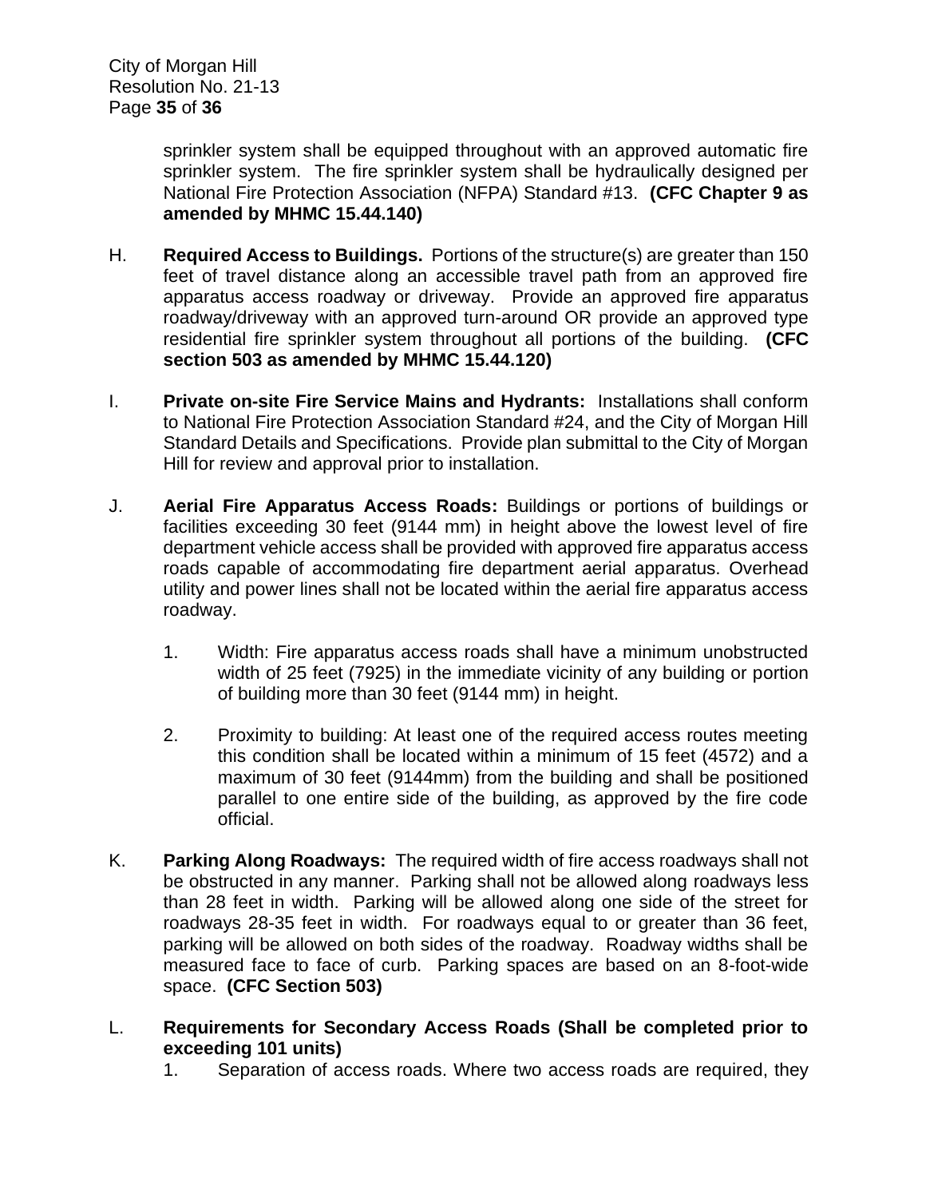sprinkler system shall be equipped throughout with an approved automatic fire sprinkler system. The fire sprinkler system shall be hydraulically designed per National Fire Protection Association (NFPA) Standard #13. **(CFC Chapter 9 as amended by MHMC 15.44.140)**

H. **Required Access to Buildings.** Portions of the structure(s) are greater than 150 feet of travel distance along an accessible travel path from an approved fire apparatus access roadway or driveway. Provide an approved fire apparatus roadway/driveway with an approved turn-around OR provide an approved type residential fire sprinkler system throughout all portions of the building. **(CFC section 503 as amended by MHMC 15.44.120)**

I. **Private on-site Fire Service Mains and Hydrants:** Installations shall conform to National Fire Protection Association Standard #24, and the City of Morgan Hill Standard Details and Specifications. Provide plan submittal to the City of Morgan Hill for review and approval prior to installation.

J. **Aerial Fire Apparatus Access Roads:** Buildings or portions of buildings or facilities exceeding 30 feet (9144 mm) in height above the lowest level of fire department vehicle access shall be provided with approved fire apparatus access roads capable of accommodating fire department aerial apparatus. Overhead utility and power lines shall not be located within the aerial fire apparatus access roadway.

   1. Width: Fire apparatus access roads shall have a minimum unobstructed width of 25 feet (7925) in the immediate vicinity of any building or portion of building more than 30 feet (9144 mm) in height.

   2. Proximity to building: At least one of the required access routes meeting this condition shall be located within a minimum of 15 feet (4572) and a maximum of 30 feet (9144mm) from the building and shall be positioned parallel to one entire side of the building, as approved by the fire code official.

K. **Parking Along Roadways:** The required width of fire access roadways shall not be obstructed in any manner. Parking shall not be allowed along roadways less than 28 feet in width. Parking will be allowed along one side of the street for roadways 28-35 feet in width. For roadways equal to or greater than 36 feet, parking will be allowed on both sides of the roadway. Roadway widths shall be measured face to face of curb. Parking spaces are based on an 8-foot-wide space. **(CFC Section 503)**

L. **Requirements for Secondary Access Roads (Shall be completed prior to exceeding 101 units)**

   1. Separation of access roads. Where two access roads are required, they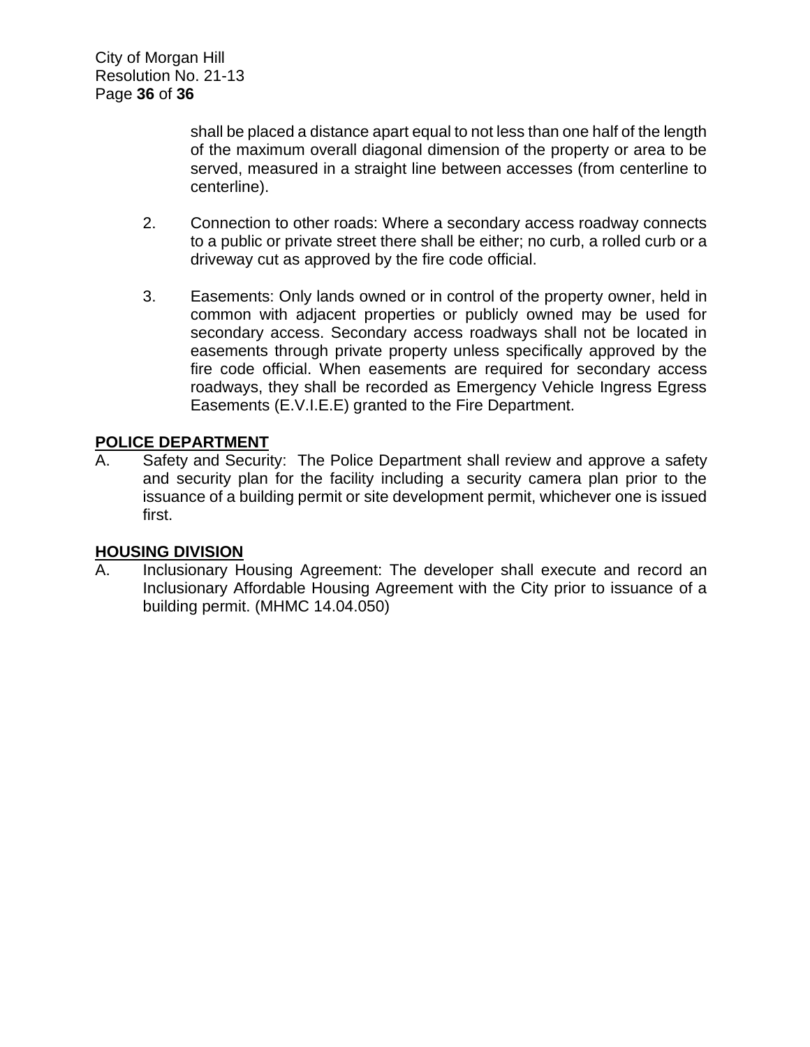shall be placed a distance apart equal to not less than one half of the length of the maximum overall diagonal dimension of the property or area to be served, measured in a straight line between accesses (from centerline to centerline).

2. Connection to other roads: Where a secondary access roadway connects to a public or private street there shall be either; no curb, a rolled curb or a driveway cut as approved by the fire code official.

3. Easements: Only lands owned or in control of the property owner, held in common with adjacent properties or publicly owned may be used for secondary access. Secondary access roadways shall not be located in easements through private property unless specifically approved by the fire code official. When easements are required for secondary access roadways, they shall be recorded as Emergency Vehicle Ingress Egress Easements (E.V.I.E.E) granted to the Fire Department.

**POLICE DEPARTMENT**

A. Safety and Security: The Police Department shall review and approve a safety and security plan for the facility including a security camera plan prior to the issuance of a building permit or site development permit, whichever one is issued first.

**HOUSING DIVISION**

A. Inclusionary Housing Agreement: The developer shall execute and record an Inclusionary Affordable Housing Agreement with the City prior to issuance of a building permit. (MHMC 14.04.050)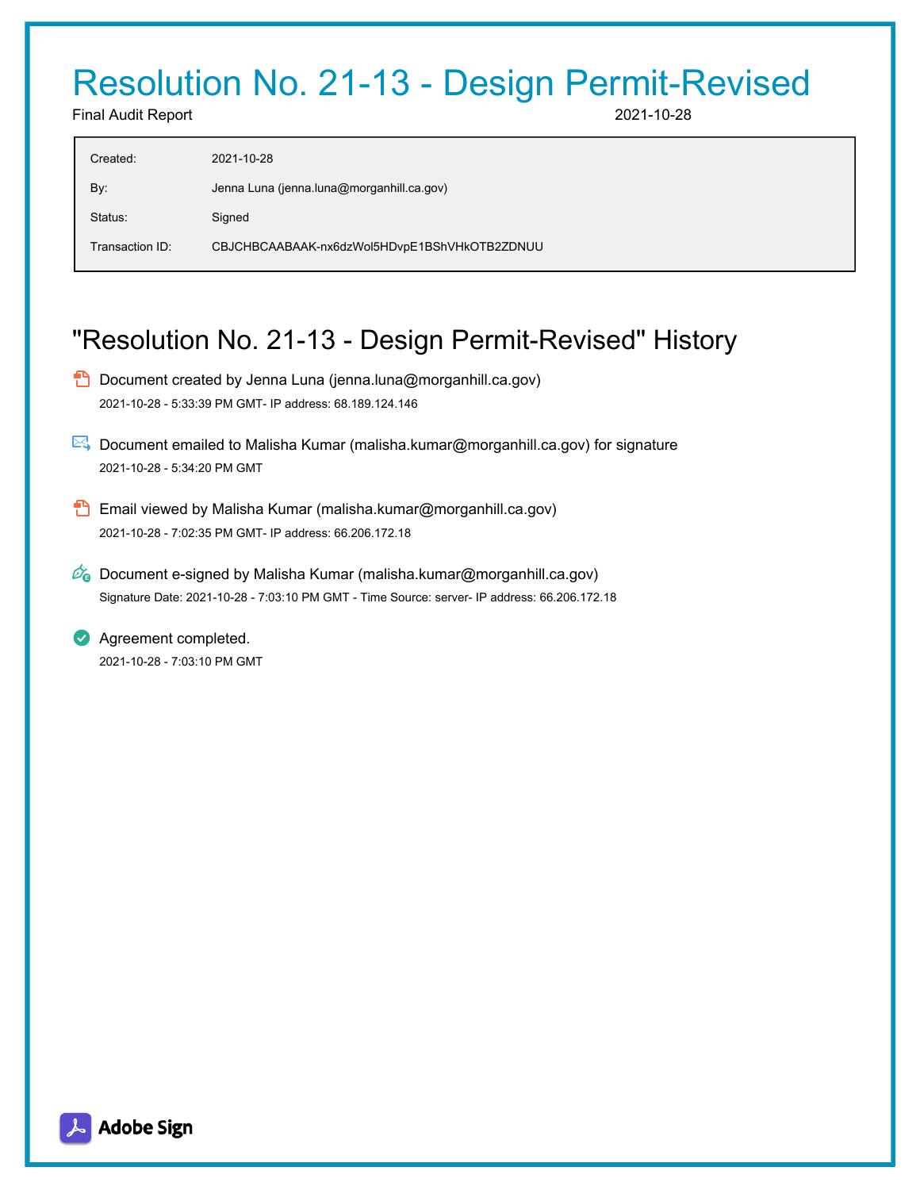# Resolution No. 21-13 - Design Permit-Revised

Final Audit Report 2021-10-28

| | |
|---|---|
| Created: | 2021-10-28 |
| By: | Jenna Luna (jenna.luna@morganhill.ca.gov) |
| Status: | Signed |
| Transaction ID: | CBJCHBCAABAAK-nx6dzWol5HDvpE1BShVHkOTB2ZDNUU |

## "Resolution No. 21-13 - Design Permit-Revised" History

- Document created by Jenna Luna (jenna.luna@morganhill.ca.gov)
  2021-10-28 - 5:33:39 PM GMT- IP address: 68.189.124.146

- Document emailed to Malisha Kumar (malisha.kumar@morganhill.ca.gov) for signature
  2021-10-28 - 5:34:20 PM GMT

- Email viewed by Malisha Kumar (malisha.kumar@morganhill.ca.gov)
  2021-10-28 - 7:02:35 PM GMT- IP address: 66.206.172.18

- Document e-signed by Malisha Kumar (malisha.kumar@morganhill.ca.gov)
  Signature Date: 2021-10-28 - 7:03:10 PM GMT - Time Source: server- IP address: 66.206.172.18

- Agreement completed.
  2021-10-28 - 7:03:10 PM GMT

Adobe Sign